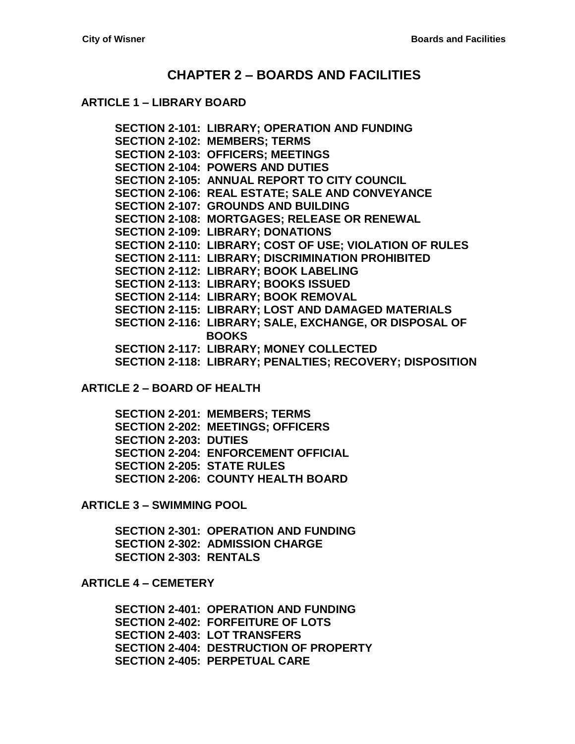# CHAPTER 2 – BOARDS AND FACILITIES

## ARTICLE 1 – LIBRARY BOARD

**SECTION 2-101: LIBRARY; OPERATION AND FUNDING**
**SECTION 2-102: MEMBERS; TERMS**
**SECTION 2-103: OFFICERS; MEETINGS**
**SECTION 2-104: POWERS AND DUTIES**
**SECTION 2-105: ANNUAL REPORT TO CITY COUNCIL**
**SECTION 2-106: REAL ESTATE; SALE AND CONVEYANCE**
**SECTION 2-107: GROUNDS AND BUILDING**
**SECTION 2-108: MORTGAGES; RELEASE OR RENEWAL**
**SECTION 2-109: LIBRARY; DONATIONS**
**SECTION 2-110: LIBRARY; COST OF USE; VIOLATION OF RULES**
**SECTION 2-111: LIBRARY; DISCRIMINATION PROHIBITED**
**SECTION 2-112: LIBRARY; BOOK LABELING**
**SECTION 2-113: LIBRARY; BOOKS ISSUED**
**SECTION 2-114: LIBRARY; BOOK REMOVAL**
**SECTION 2-115: LIBRARY; LOST AND DAMAGED MATERIALS**
**SECTION 2-116: LIBRARY; SALE, EXCHANGE, OR DISPOSAL OF BOOKS**
**SECTION 2-117: LIBRARY; MONEY COLLECTED**
**SECTION 2-118: LIBRARY; PENALTIES; RECOVERY; DISPOSITION**

## ARTICLE 2 – BOARD OF HEALTH

**SECTION 2-201: MEMBERS; TERMS**
**SECTION 2-202: MEETINGS; OFFICERS**
**SECTION 2-203: DUTIES**
**SECTION 2-204: ENFORCEMENT OFFICIAL**
**SECTION 2-205: STATE RULES**
**SECTION 2-206: COUNTY HEALTH BOARD**

## ARTICLE 3 – SWIMMING POOL

**SECTION 2-301: OPERATION AND FUNDING**
**SECTION 2-302: ADMISSION CHARGE**
**SECTION 2-303: RENTALS**

## ARTICLE 4 – CEMETERY

**SECTION 2-401: OPERATION AND FUNDING**
**SECTION 2-402: FORFEITURE OF LOTS**
**SECTION 2-403: LOT TRANSFERS**
**SECTION 2-404: DESTRUCTION OF PROPERTY**
**SECTION 2-405: PERPETUAL CARE**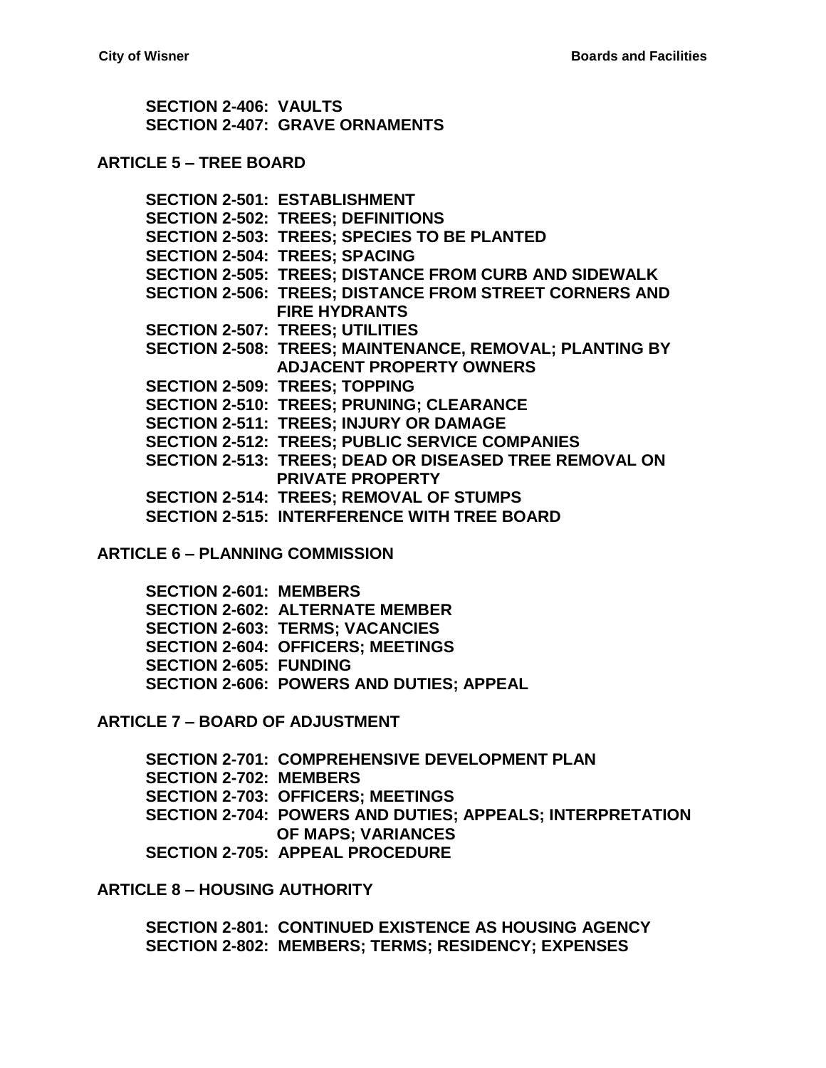**SECTION 2-406: VAULTS**
**SECTION 2-407: GRAVE ORNAMENTS**

## ARTICLE 5 – TREE BOARD

**SECTION 2-501: ESTABLISHMENT**
**SECTION 2-502: TREES; DEFINITIONS**
**SECTION 2-503: TREES; SPECIES TO BE PLANTED**
**SECTION 2-504: TREES; SPACING**
**SECTION 2-505: TREES; DISTANCE FROM CURB AND SIDEWALK**
**SECTION 2-506: TREES; DISTANCE FROM STREET CORNERS AND FIRE HYDRANTS**
**SECTION 2-507: TREES; UTILITIES**
**SECTION 2-508: TREES; MAINTENANCE, REMOVAL; PLANTING BY ADJACENT PROPERTY OWNERS**
**SECTION 2-509: TREES; TOPPING**
**SECTION 2-510: TREES; PRUNING; CLEARANCE**
**SECTION 2-511: TREES; INJURY OR DAMAGE**
**SECTION 2-512: TREES; PUBLIC SERVICE COMPANIES**
**SECTION 2-513: TREES; DEAD OR DISEASED TREE REMOVAL ON PRIVATE PROPERTY**
**SECTION 2-514: TREES; REMOVAL OF STUMPS**
**SECTION 2-515: INTERFERENCE WITH TREE BOARD**

## ARTICLE 6 – PLANNING COMMISSION

**SECTION 2-601: MEMBERS**
**SECTION 2-602: ALTERNATE MEMBER**
**SECTION 2-603: TERMS; VACANCIES**
**SECTION 2-604: OFFICERS; MEETINGS**
**SECTION 2-605: FUNDING**
**SECTION 2-606: POWERS AND DUTIES; APPEAL**

## ARTICLE 7 – BOARD OF ADJUSTMENT

**SECTION 2-701: COMPREHENSIVE DEVELOPMENT PLAN**
**SECTION 2-702: MEMBERS**
**SECTION 2-703: OFFICERS; MEETINGS**
**SECTION 2-704: POWERS AND DUTIES; APPEALS; INTERPRETATION OF MAPS; VARIANCES**
**SECTION 2-705: APPEAL PROCEDURE**

## ARTICLE 8 – HOUSING AUTHORITY

**SECTION 2-801: CONTINUED EXISTENCE AS HOUSING AGENCY**
**SECTION 2-802: MEMBERS; TERMS; RESIDENCY; EXPENSES**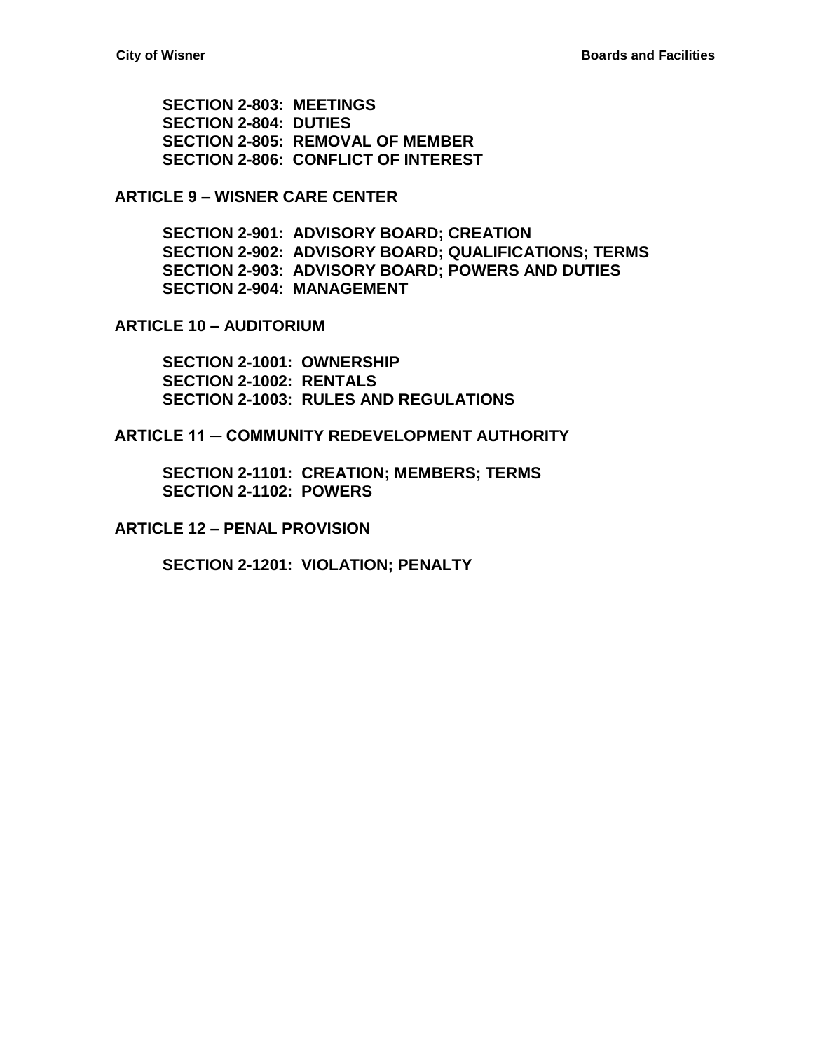**SECTION 2-803: MEETINGS**
**SECTION 2-804: DUTIES**
**SECTION 2-805: REMOVAL OF MEMBER**
**SECTION 2-806: CONFLICT OF INTEREST**

## ARTICLE 9 – WISNER CARE CENTER

**SECTION 2-901: ADVISORY BOARD; CREATION**
**SECTION 2-902: ADVISORY BOARD; QUALIFICATIONS; TERMS**
**SECTION 2-903: ADVISORY BOARD; POWERS AND DUTIES**
**SECTION 2-904: MANAGEMENT**

## ARTICLE 10 – AUDITORIUM

**SECTION 2-1001: OWNERSHIP**
**SECTION 2-1002: RENTALS**
**SECTION 2-1003: RULES AND REGULATIONS**

## ARTICLE 11 – COMMUNITY REDEVELOPMENT AUTHORITY

**SECTION 2-1101: CREATION; MEMBERS; TERMS**
**SECTION 2-1102: POWERS**

## ARTICLE 12 – PENAL PROVISION

**SECTION 2-1201: VIOLATION; PENALTY**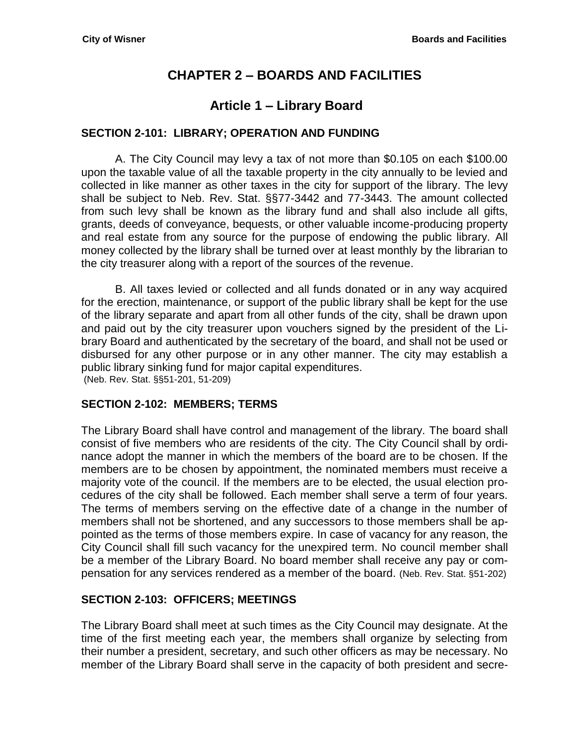# CHAPTER 2 – BOARDS AND FACILITIES

## Article 1 – Library Board

### SECTION 2-101: LIBRARY; OPERATION AND FUNDING

A. The City Council may levy a tax of not more than $0.105 on each $100.00 upon the taxable value of all the taxable property in the city annually to be levied and collected in like manner as other taxes in the city for support of the library. The levy shall be subject to Neb. Rev. Stat. §§77-3442 and 77-3443. The amount collected from such levy shall be known as the library fund and shall also include all gifts, grants, deeds of conveyance, bequests, or other valuable income-producing property and real estate from any source for the purpose of endowing the public library. All money collected by the library shall be turned over at least monthly by the librarian to the city treasurer along with a report of the sources of the revenue.

B. All taxes levied or collected and all funds donated or in any way acquired for the erection, maintenance, or support of the public library shall be kept for the use of the library separate and apart from all other funds of the city, shall be drawn upon and paid out by the city treasurer upon vouchers signed by the president of the Library Board and authenticated by the secretary of the board, and shall not be used or disbursed for any other purpose or in any other manner. The city may establish a public library sinking fund for major capital expenditures.
(Neb. Rev. Stat. §§51-201, 51-209)

### SECTION 2-102: MEMBERS; TERMS

The Library Board shall have control and management of the library. The board shall consist of five members who are residents of the city. The City Council shall by ordinance adopt the manner in which the members of the board are to be chosen. If the members are to be chosen by appointment, the nominated members must receive a majority vote of the council. If the members are to be elected, the usual election procedures of the city shall be followed. Each member shall serve a term of four years. The terms of members serving on the effective date of a change in the number of members shall not be shortened, and any successors to those members shall be appointed as the terms of those members expire. In case of vacancy for any reason, the City Council shall fill such vacancy for the unexpired term. No council member shall be a member of the Library Board. No board member shall receive any pay or compensation for any services rendered as a member of the board. (Neb. Rev. Stat. §51-202)

### SECTION 2-103: OFFICERS; MEETINGS

The Library Board shall meet at such times as the City Council may designate. At the time of the first meeting each year, the members shall organize by selecting from their number a president, secretary, and such other officers as may be necessary. No member of the Library Board shall serve in the capacity of both president and secre-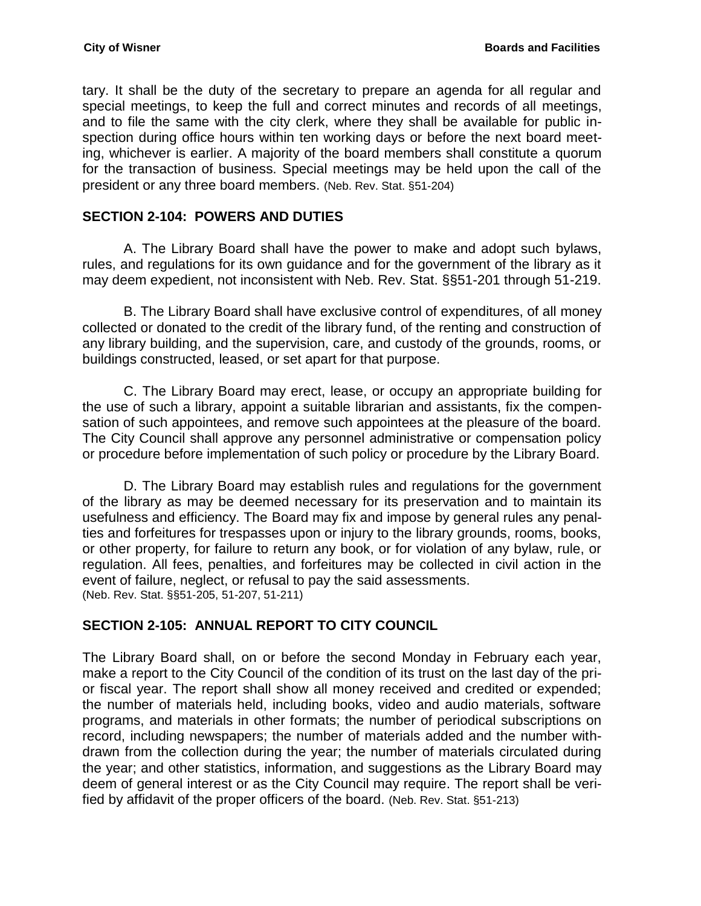tary. It shall be the duty of the secretary to prepare an agenda for all regular and special meetings, to keep the full and correct minutes and records of all meetings, and to file the same with the city clerk, where they shall be available for public inspection during office hours within ten working days or before the next board meeting, whichever is earlier. A majority of the board members shall constitute a quorum for the transaction of business. Special meetings may be held upon the call of the president or any three board members. (Neb. Rev. Stat. §51-204)

## SECTION 2-104: POWERS AND DUTIES

A. The Library Board shall have the power to make and adopt such bylaws, rules, and regulations for its own guidance and for the government of the library as it may deem expedient, not inconsistent with Neb. Rev. Stat. §§51-201 through 51-219.

B. The Library Board shall have exclusive control of expenditures, of all money collected or donated to the credit of the library fund, of the renting and construction of any library building, and the supervision, care, and custody of the grounds, rooms, or buildings constructed, leased, or set apart for that purpose.

C. The Library Board may erect, lease, or occupy an appropriate building for the use of such a library, appoint a suitable librarian and assistants, fix the compensation of such appointees, and remove such appointees at the pleasure of the board. The City Council shall approve any personnel administrative or compensation policy or procedure before implementation of such policy or procedure by the Library Board.

D. The Library Board may establish rules and regulations for the government of the library as may be deemed necessary for its preservation and to maintain its usefulness and efficiency. The Board may fix and impose by general rules any penalties and forfeitures for trespasses upon or injury to the library grounds, rooms, books, or other property, for failure to return any book, or for violation of any bylaw, rule, or regulation. All fees, penalties, and forfeitures may be collected in civil action in the event of failure, neglect, or refusal to pay the said assessments.
(Neb. Rev. Stat. §§51-205, 51-207, 51-211)

## SECTION 2-105: ANNUAL REPORT TO CITY COUNCIL

The Library Board shall, on or before the second Monday in February each year, make a report to the City Council of the condition of its trust on the last day of the prior fiscal year. The report shall show all money received and credited or expended; the number of materials held, including books, video and audio materials, software programs, and materials in other formats; the number of periodical subscriptions on record, including newspapers; the number of materials added and the number withdrawn from the collection during the year; the number of materials circulated during the year; and other statistics, information, and suggestions as the Library Board may deem of general interest or as the City Council may require. The report shall be verified by affidavit of the proper officers of the board. (Neb. Rev. Stat. §51-213)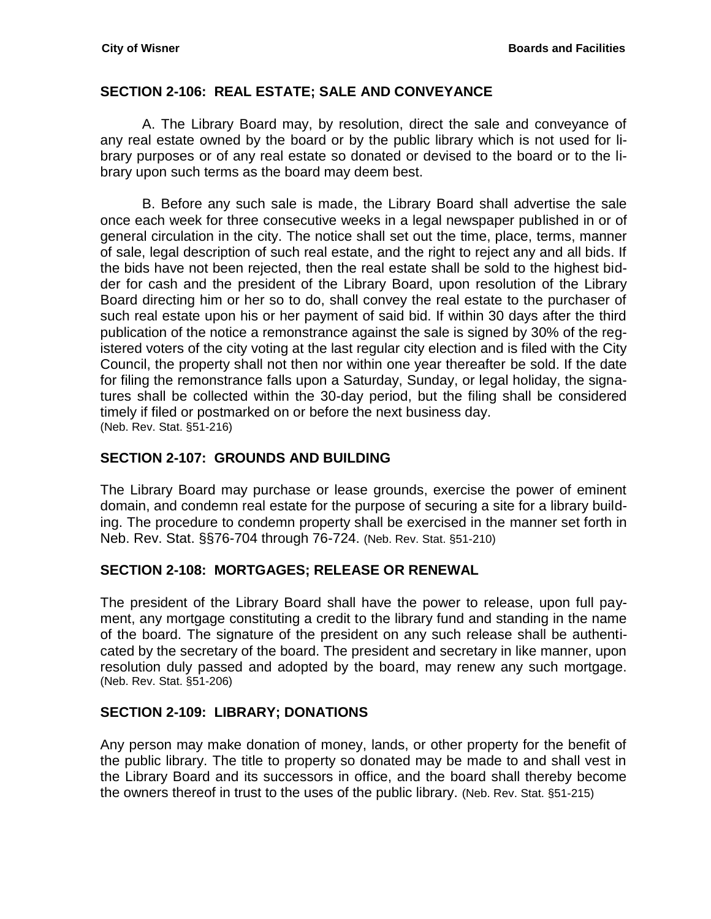## SECTION 2-106: REAL ESTATE; SALE AND CONVEYANCE

A. The Library Board may, by resolution, direct the sale and conveyance of any real estate owned by the board or by the public library which is not used for library purposes or of any real estate so donated or devised to the board or to the library upon such terms as the board may deem best.

B. Before any such sale is made, the Library Board shall advertise the sale once each week for three consecutive weeks in a legal newspaper published in or of general circulation in the city. The notice shall set out the time, place, terms, manner of sale, legal description of such real estate, and the right to reject any and all bids. If the bids have not been rejected, then the real estate shall be sold to the highest bidder for cash and the president of the Library Board, upon resolution of the Library Board directing him or her so to do, shall convey the real estate to the purchaser of such real estate upon his or her payment of said bid. If within 30 days after the third publication of the notice a remonstrance against the sale is signed by 30% of the registered voters of the city voting at the last regular city election and is filed with the City Council, the property shall not then nor within one year thereafter be sold. If the date for filing the remonstrance falls upon a Saturday, Sunday, or legal holiday, the signatures shall be collected within the 30-day period, but the filing shall be considered timely if filed or postmarked on or before the next business day.
(Neb. Rev. Stat. §51-216)

## SECTION 2-107: GROUNDS AND BUILDING

The Library Board may purchase or lease grounds, exercise the power of eminent domain, and condemn real estate for the purpose of securing a site for a library building. The procedure to condemn property shall be exercised in the manner set forth in Neb. Rev. Stat. §§76-704 through 76-724. (Neb. Rev. Stat. §51-210)

## SECTION 2-108: MORTGAGES; RELEASE OR RENEWAL

The president of the Library Board shall have the power to release, upon full payment, any mortgage constituting a credit to the library fund and standing in the name of the board. The signature of the president on any such release shall be authenticated by the secretary of the board. The president and secretary in like manner, upon resolution duly passed and adopted by the board, may renew any such mortgage.
(Neb. Rev. Stat. §51-206)

## SECTION 2-109: LIBRARY; DONATIONS

Any person may make donation of money, lands, or other property for the benefit of the public library. The title to property so donated may be made to and shall vest in the Library Board and its successors in office, and the board shall thereby become the owners thereof in trust to the uses of the public library. (Neb. Rev. Stat. §51-215)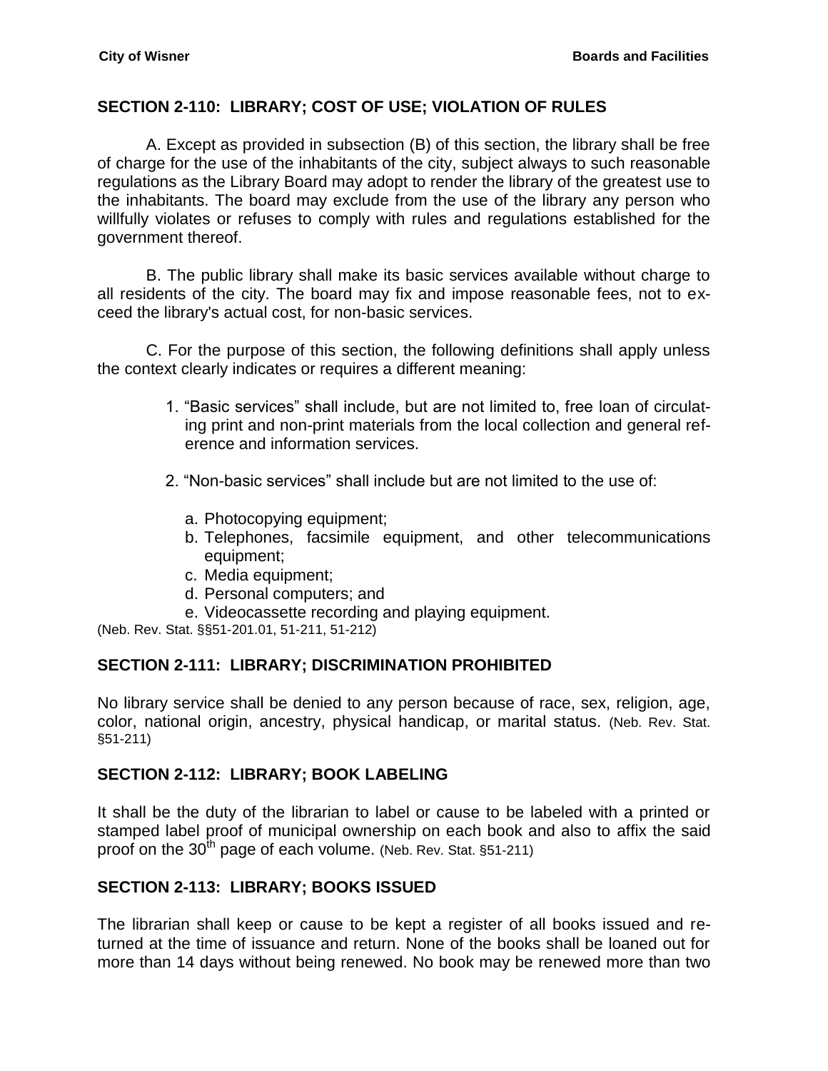## SECTION 2-110: LIBRARY; COST OF USE; VIOLATION OF RULES

A. Except as provided in subsection (B) of this section, the library shall be free of charge for the use of the inhabitants of the city, subject always to such reasonable regulations as the Library Board may adopt to render the library of the greatest use to the inhabitants. The board may exclude from the use of the library any person who willfully violates or refuses to comply with rules and regulations established for the government thereof.

B. The public library shall make its basic services available without charge to all residents of the city. The board may fix and impose reasonable fees, not to exceed the library's actual cost, for non-basic services.

C. For the purpose of this section, the following definitions shall apply unless the context clearly indicates or requires a different meaning:

1. "Basic services" shall include, but are not limited to, free loan of circulating print and non-print materials from the local collection and general reference and information services.

2. "Non-basic services" shall include but are not limited to the use of:

   a. Photocopying equipment;
   b. Telephones, facsimile equipment, and other telecommunications equipment;
   c. Media equipment;
   d. Personal computers; and
   e. Videocassette recording and playing equipment.

(Neb. Rev. Stat. §§51-201.01, 51-211, 51-212)

## SECTION 2-111: LIBRARY; DISCRIMINATION PROHIBITED

No library service shall be denied to any person because of race, sex, religion, age, color, national origin, ancestry, physical handicap, or marital status. (Neb. Rev. Stat. §51-211)

## SECTION 2-112: LIBRARY; BOOK LABELING

It shall be the duty of the librarian to label or cause to be labeled with a printed or stamped label proof of municipal ownership on each book and also to affix the said proof on the 30th page of each volume. (Neb. Rev. Stat. §51-211)

## SECTION 2-113: LIBRARY; BOOKS ISSUED

The librarian shall keep or cause to be kept a register of all books issued and returned at the time of issuance and return. None of the books shall be loaned out for more than 14 days without being renewed. No book may be renewed more than two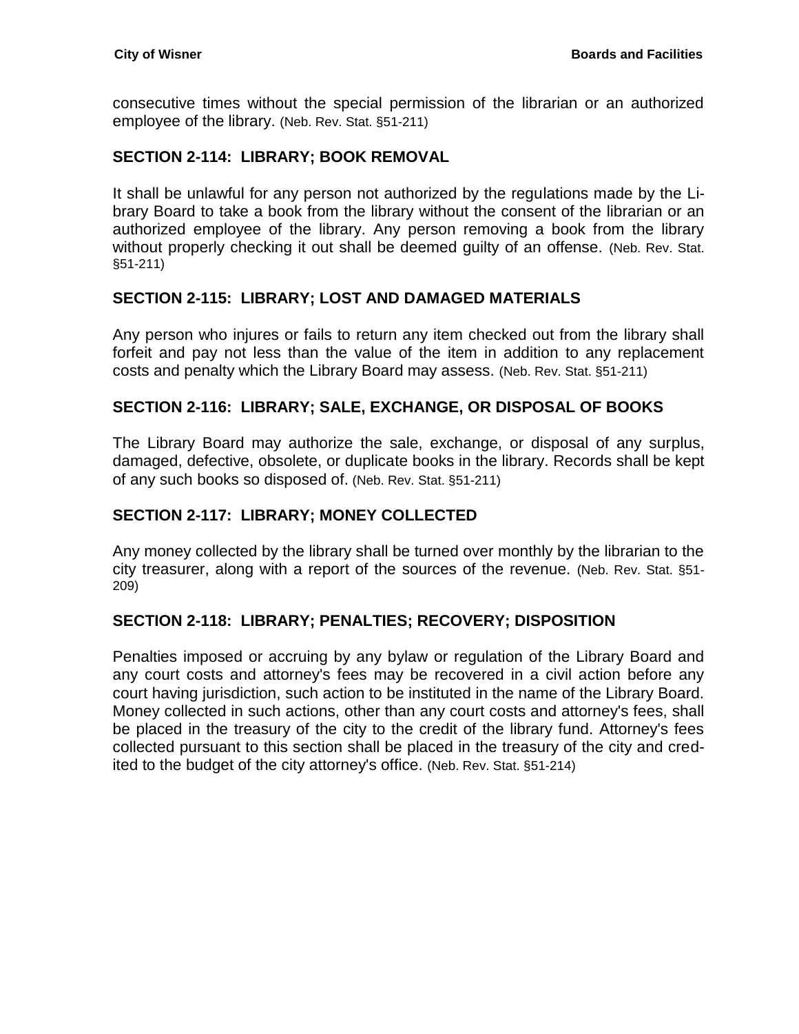consecutive times without the special permission of the librarian or an authorized employee of the library. (Neb. Rev. Stat. §51-211)

## SECTION 2-114: LIBRARY; BOOK REMOVAL

It shall be unlawful for any person not authorized by the regulations made by the Library Board to take a book from the library without the consent of the librarian or an authorized employee of the library. Any person removing a book from the library without properly checking it out shall be deemed guilty of an offense. (Neb. Rev. Stat. §51-211)

## SECTION 2-115: LIBRARY; LOST AND DAMAGED MATERIALS

Any person who injures or fails to return any item checked out from the library shall forfeit and pay not less than the value of the item in addition to any replacement costs and penalty which the Library Board may assess. (Neb. Rev. Stat. §51-211)

## SECTION 2-116: LIBRARY; SALE, EXCHANGE, OR DISPOSAL OF BOOKS

The Library Board may authorize the sale, exchange, or disposal of any surplus, damaged, defective, obsolete, or duplicate books in the library. Records shall be kept of any such books so disposed of. (Neb. Rev. Stat. §51-211)

## SECTION 2-117: LIBRARY; MONEY COLLECTED

Any money collected by the library shall be turned over monthly by the librarian to the city treasurer, along with a report of the sources of the revenue. (Neb. Rev. Stat. §51-209)

## SECTION 2-118: LIBRARY; PENALTIES; RECOVERY; DISPOSITION

Penalties imposed or accruing by any bylaw or regulation of the Library Board and any court costs and attorney's fees may be recovered in a civil action before any court having jurisdiction, such action to be instituted in the name of the Library Board. Money collected in such actions, other than any court costs and attorney's fees, shall be placed in the treasury of the city to the credit of the library fund. Attorney's fees collected pursuant to this section shall be placed in the treasury of the city and credited to the budget of the city attorney's office. (Neb. Rev. Stat. §51-214)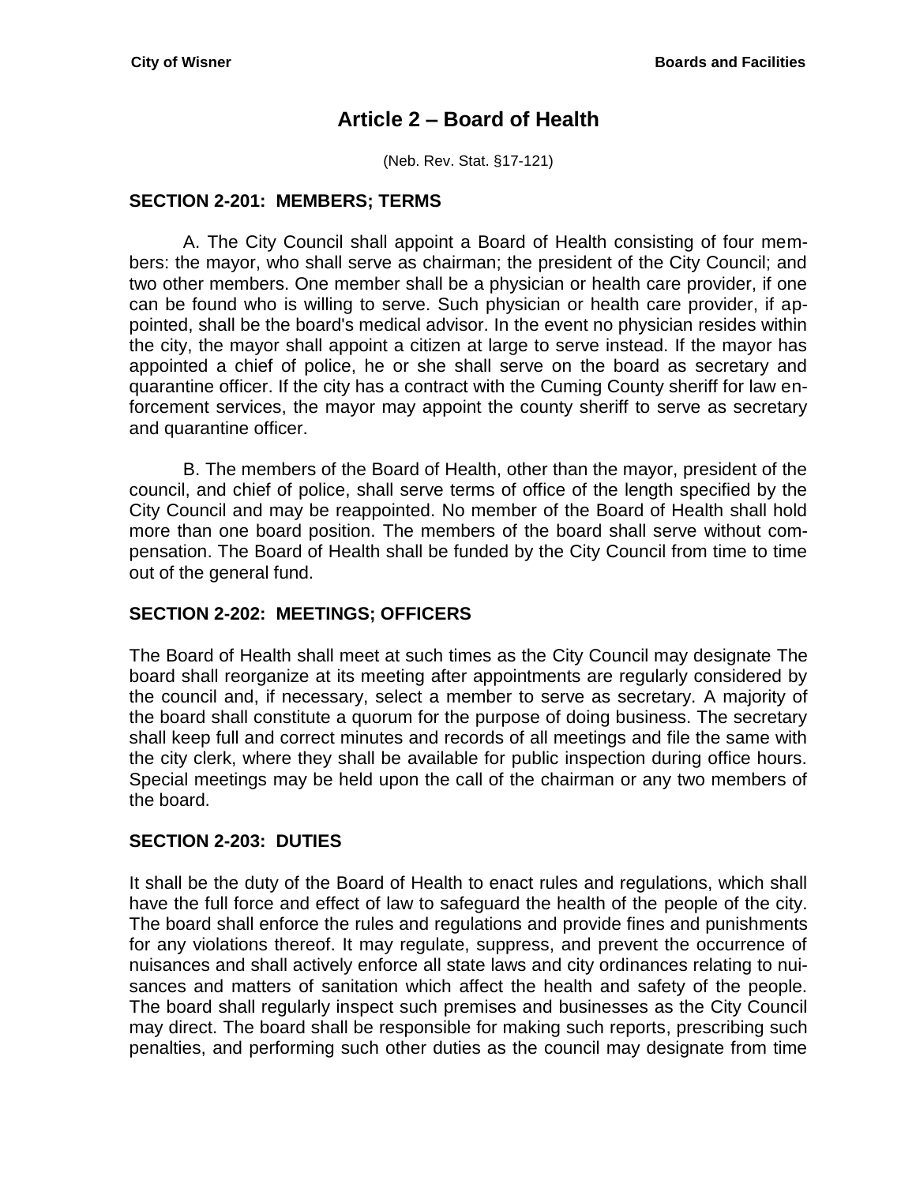# Article 2 – Board of Health

(Neb. Rev. Stat. §17-121)

## SECTION 2-201: MEMBERS; TERMS

A. The City Council shall appoint a Board of Health consisting of four members: the mayor, who shall serve as chairman; the president of the City Council; and two other members. One member shall be a physician or health care provider, if one can be found who is willing to serve. Such physician or health care provider, if appointed, shall be the board's medical advisor. In the event no physician resides within the city, the mayor shall appoint a citizen at large to serve instead. If the mayor has appointed a chief of police, he or she shall serve on the board as secretary and quarantine officer. If the city has a contract with the Cuming County sheriff for law enforcement services, the mayor may appoint the county sheriff to serve as secretary and quarantine officer.

B. The members of the Board of Health, other than the mayor, president of the council, and chief of police, shall serve terms of office of the length specified by the City Council and may be reappointed. No member of the Board of Health shall hold more than one board position. The members of the board shall serve without compensation. The Board of Health shall be funded by the City Council from time to time out of the general fund.

## SECTION 2-202: MEETINGS; OFFICERS

The Board of Health shall meet at such times as the City Council may designate The board shall reorganize at its meeting after appointments are regularly considered by the council and, if necessary, select a member to serve as secretary. A majority of the board shall constitute a quorum for the purpose of doing business. The secretary shall keep full and correct minutes and records of all meetings and file the same with the city clerk, where they shall be available for public inspection during office hours. Special meetings may be held upon the call of the chairman or any two members of the board.

## SECTION 2-203: DUTIES

It shall be the duty of the Board of Health to enact rules and regulations, which shall have the full force and effect of law to safeguard the health of the people of the city. The board shall enforce the rules and regulations and provide fines and punishments for any violations thereof. It may regulate, suppress, and prevent the occurrence of nuisances and shall actively enforce all state laws and city ordinances relating to nuisances and matters of sanitation which affect the health and safety of the people. The board shall regularly inspect such premises and businesses as the City Council may direct. The board shall be responsible for making such reports, prescribing such penalties, and performing such other duties as the council may designate from time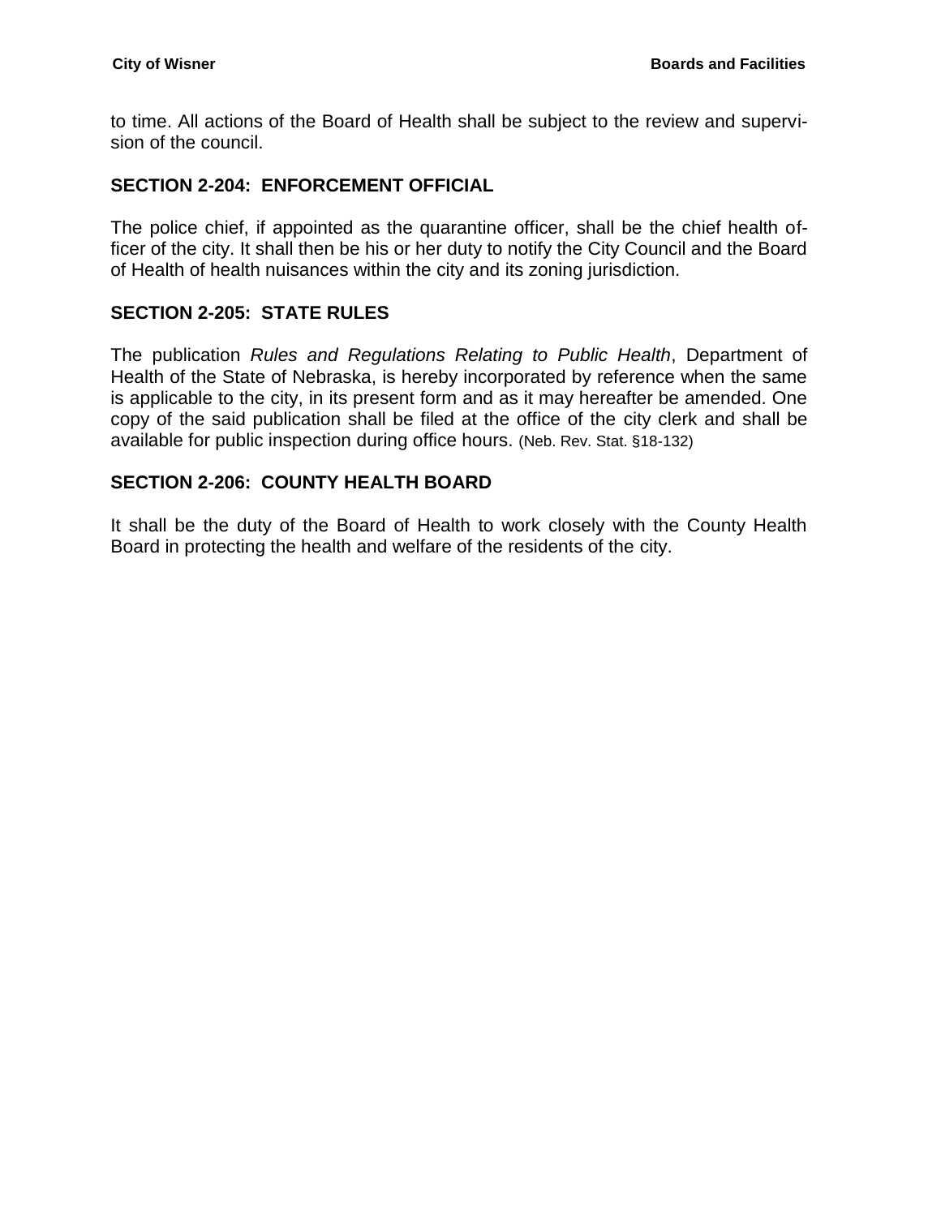to time. All actions of the Board of Health shall be subject to the review and supervision of the council.

## SECTION 2-204: ENFORCEMENT OFFICIAL

The police chief, if appointed as the quarantine officer, shall be the chief health officer of the city. It shall then be his or her duty to notify the City Council and the Board of Health of health nuisances within the city and its zoning jurisdiction.

## SECTION 2-205: STATE RULES

The publication *Rules and Regulations Relating to Public Health*, Department of Health of the State of Nebraska, is hereby incorporated by reference when the same is applicable to the city, in its present form and as it may hereafter be amended. One copy of the said publication shall be filed at the office of the city clerk and shall be available for public inspection during office hours. (Neb. Rev. Stat. §18-132)

## SECTION 2-206: COUNTY HEALTH BOARD

It shall be the duty of the Board of Health to work closely with the County Health Board in protecting the health and welfare of the residents of the city.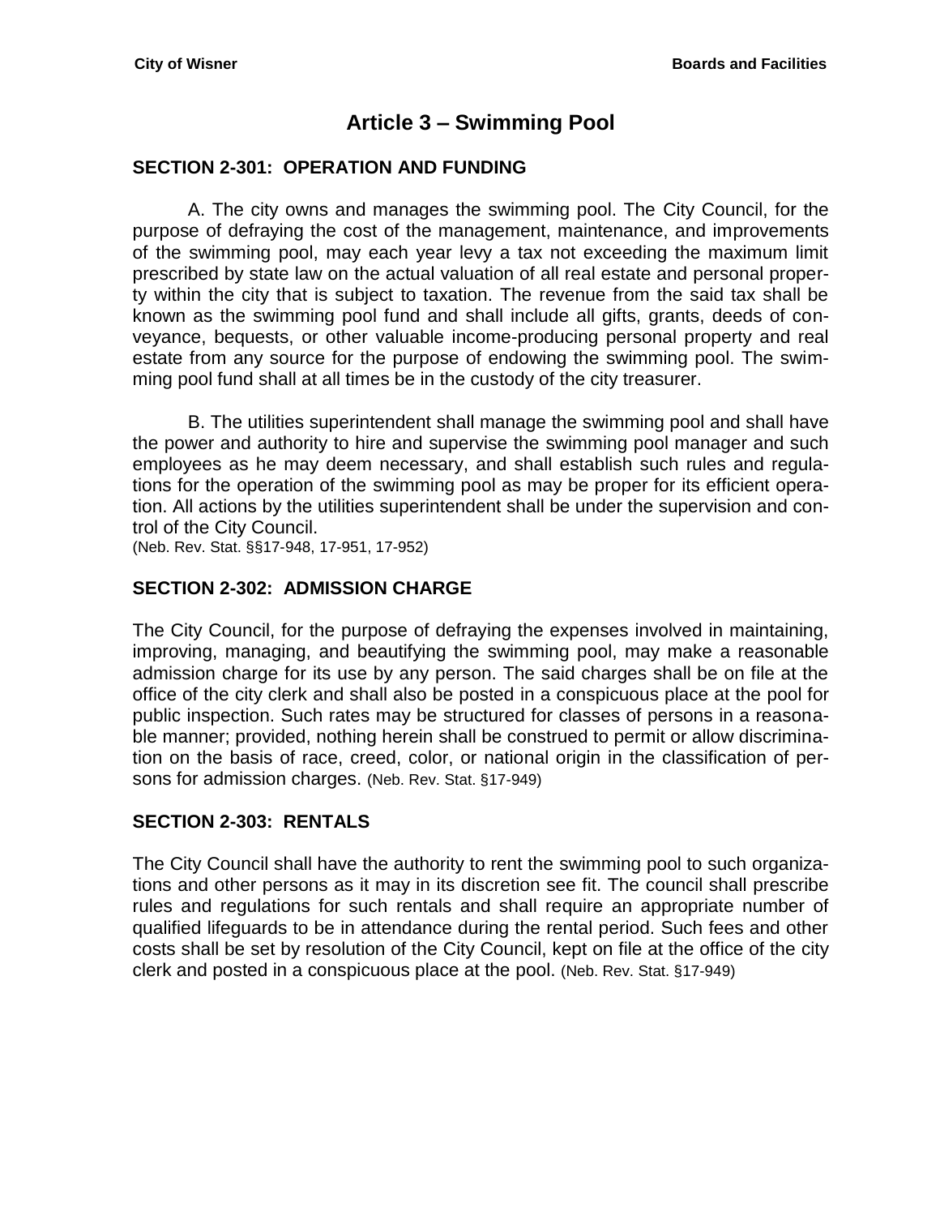# Article 3 – Swimming Pool

## SECTION 2-301: OPERATION AND FUNDING

A. The city owns and manages the swimming pool. The City Council, for the purpose of defraying the cost of the management, maintenance, and improvements of the swimming pool, may each year levy a tax not exceeding the maximum limit prescribed by state law on the actual valuation of all real estate and personal property within the city that is subject to taxation. The revenue from the said tax shall be known as the swimming pool fund and shall include all gifts, grants, deeds of conveyance, bequests, or other valuable income-producing personal property and real estate from any source for the purpose of endowing the swimming pool. The swimming pool fund shall at all times be in the custody of the city treasurer.

B. The utilities superintendent shall manage the swimming pool and shall have the power and authority to hire and supervise the swimming pool manager and such employees as he may deem necessary, and shall establish such rules and regulations for the operation of the swimming pool as may be proper for its efficient operation. All actions by the utilities superintendent shall be under the supervision and control of the City Council.
(Neb. Rev. Stat. §§17-948, 17-951, 17-952)

## SECTION 2-302: ADMISSION CHARGE

The City Council, for the purpose of defraying the expenses involved in maintaining, improving, managing, and beautifying the swimming pool, may make a reasonable admission charge for its use by any person. The said charges shall be on file at the office of the city clerk and shall also be posted in a conspicuous place at the pool for public inspection. Such rates may be structured for classes of persons in a reasonable manner; provided, nothing herein shall be construed to permit or allow discrimination on the basis of race, creed, color, or national origin in the classification of persons for admission charges. (Neb. Rev. Stat. §17-949)

## SECTION 2-303: RENTALS

The City Council shall have the authority to rent the swimming pool to such organizations and other persons as it may in its discretion see fit. The council shall prescribe rules and regulations for such rentals and shall require an appropriate number of qualified lifeguards to be in attendance during the rental period. Such fees and other costs shall be set by resolution of the City Council, kept on file at the office of the city clerk and posted in a conspicuous place at the pool. (Neb. Rev. Stat. §17-949)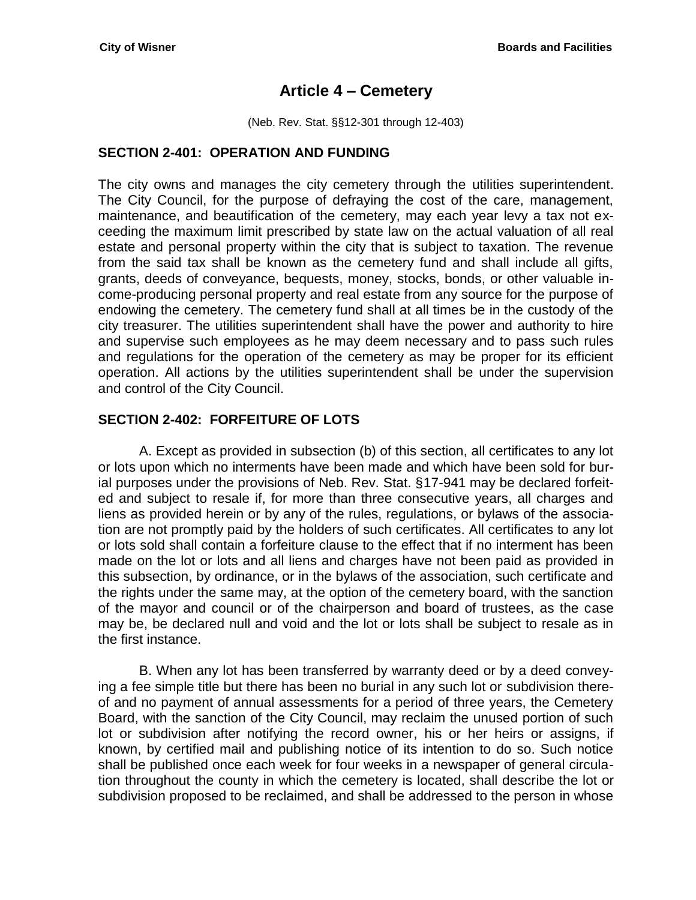# Article 4 – Cemetery

(Neb. Rev. Stat. §§12-301 through 12-403)

## SECTION 2-401: OPERATION AND FUNDING

The city owns and manages the city cemetery through the utilities superintendent. The City Council, for the purpose of defraying the cost of the care, management, maintenance, and beautification of the cemetery, may each year levy a tax not exceeding the maximum limit prescribed by state law on the actual valuation of all real estate and personal property within the city that is subject to taxation. The revenue from the said tax shall be known as the cemetery fund and shall include all gifts, grants, deeds of conveyance, bequests, money, stocks, bonds, or other valuable income-producing personal property and real estate from any source for the purpose of endowing the cemetery. The cemetery fund shall at all times be in the custody of the city treasurer. The utilities superintendent shall have the power and authority to hire and supervise such employees as he may deem necessary and to pass such rules and regulations for the operation of the cemetery as may be proper for its efficient operation. All actions by the utilities superintendent shall be under the supervision and control of the City Council.

## SECTION 2-402: FORFEITURE OF LOTS

A. Except as provided in subsection (b) of this section, all certificates to any lot or lots upon which no interments have been made and which have been sold for burial purposes under the provisions of Neb. Rev. Stat. §17-941 may be declared forfeited and subject to resale if, for more than three consecutive years, all charges and liens as provided herein or by any of the rules, regulations, or bylaws of the association are not promptly paid by the holders of such certificates. All certificates to any lot or lots sold shall contain a forfeiture clause to the effect that if no interment has been made on the lot or lots and all liens and charges have not been paid as provided in this subsection, by ordinance, or in the bylaws of the association, such certificate and the rights under the same may, at the option of the cemetery board, with the sanction of the mayor and council or of the chairperson and board of trustees, as the case may be, be declared null and void and the lot or lots shall be subject to resale as in the first instance.

B. When any lot has been transferred by warranty deed or by a deed conveying a fee simple title but there has been no burial in any such lot or subdivision thereof and no payment of annual assessments for a period of three years, the Cemetery Board, with the sanction of the City Council, may reclaim the unused portion of such lot or subdivision after notifying the record owner, his or her heirs or assigns, if known, by certified mail and publishing notice of its intention to do so. Such notice shall be published once each week for four weeks in a newspaper of general circulation throughout the county in which the cemetery is located, shall describe the lot or subdivision proposed to be reclaimed, and shall be addressed to the person in whose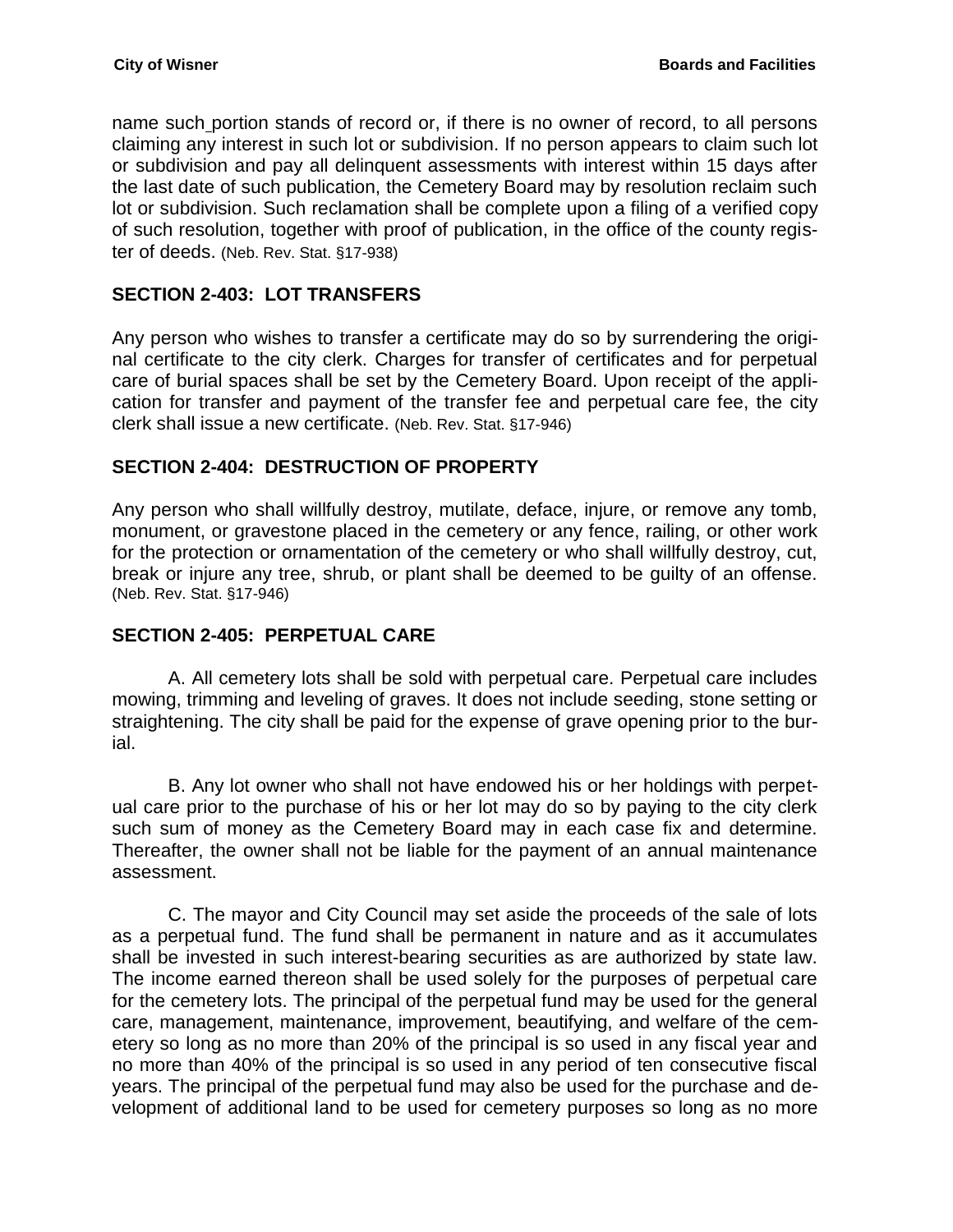name such portion stands of record or, if there is no owner of record, to all persons claiming any interest in such lot or subdivision. If no person appears to claim such lot or subdivision and pay all delinquent assessments with interest within 15 days after the last date of such publication, the Cemetery Board may by resolution reclaim such lot or subdivision. Such reclamation shall be complete upon a filing of a verified copy of such resolution, together with proof of publication, in the office of the county register of deeds. (Neb. Rev. Stat. §17-938)

## SECTION 2-403: LOT TRANSFERS

Any person who wishes to transfer a certificate may do so by surrendering the original certificate to the city clerk. Charges for transfer of certificates and for perpetual care of burial spaces shall be set by the Cemetery Board. Upon receipt of the application for transfer and payment of the transfer fee and perpetual care fee, the city clerk shall issue a new certificate. (Neb. Rev. Stat. §17-946)

## SECTION 2-404: DESTRUCTION OF PROPERTY

Any person who shall willfully destroy, mutilate, deface, injure, or remove any tomb, monument, or gravestone placed in the cemetery or any fence, railing, or other work for the protection or ornamentation of the cemetery or who shall willfully destroy, cut, break or injure any tree, shrub, or plant shall be deemed to be guilty of an offense. (Neb. Rev. Stat. §17-946)

## SECTION 2-405: PERPETUAL CARE

A. All cemetery lots shall be sold with perpetual care. Perpetual care includes mowing, trimming and leveling of graves. It does not include seeding, stone setting or straightening. The city shall be paid for the expense of grave opening prior to the burial.

B. Any lot owner who shall not have endowed his or her holdings with perpetual care prior to the purchase of his or her lot may do so by paying to the city clerk such sum of money as the Cemetery Board may in each case fix and determine. Thereafter, the owner shall not be liable for the payment of an annual maintenance assessment.

C. The mayor and City Council may set aside the proceeds of the sale of lots as a perpetual fund. The fund shall be permanent in nature and as it accumulates shall be invested in such interest-bearing securities as are authorized by state law. The income earned thereon shall be used solely for the purposes of perpetual care for the cemetery lots. The principal of the perpetual fund may be used for the general care, management, maintenance, improvement, beautifying, and welfare of the cemetery so long as no more than 20% of the principal is so used in any fiscal year and no more than 40% of the principal is so used in any period of ten consecutive fiscal years. The principal of the perpetual fund may also be used for the purchase and development of additional land to be used for cemetery purposes so long as no more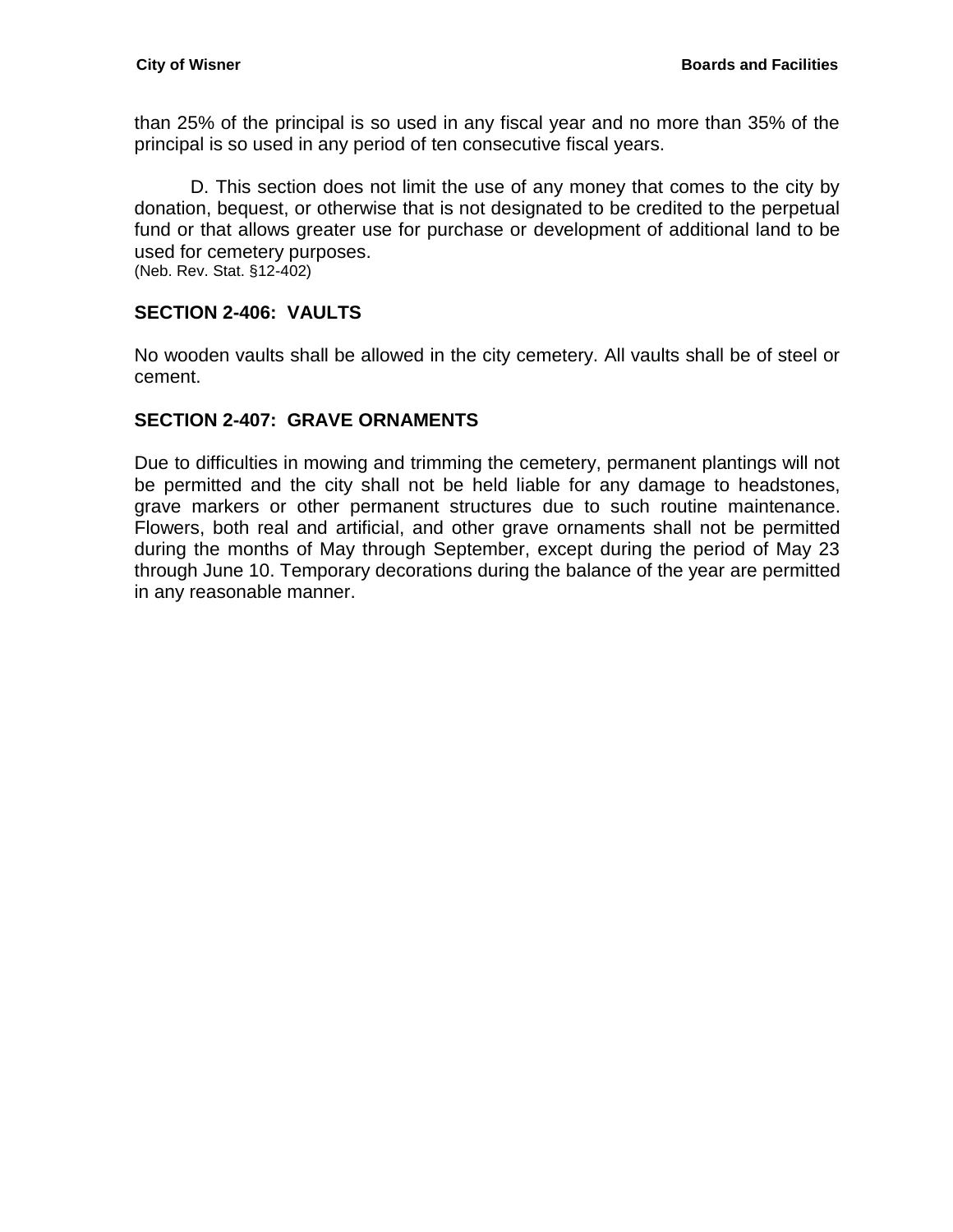than 25% of the principal is so used in any fiscal year and no more than 35% of the principal is so used in any period of ten consecutive fiscal years.

D. This section does not limit the use of any money that comes to the city by donation, bequest, or otherwise that is not designated to be credited to the perpetual fund or that allows greater use for purchase or development of additional land to be used for cemetery purposes.
(Neb. Rev. Stat. §12-402)

## SECTION 2-406: VAULTS

No wooden vaults shall be allowed in the city cemetery. All vaults shall be of steel or cement.

## SECTION 2-407: GRAVE ORNAMENTS

Due to difficulties in mowing and trimming the cemetery, permanent plantings will not be permitted and the city shall not be held liable for any damage to headstones, grave markers or other permanent structures due to such routine maintenance. Flowers, both real and artificial, and other grave ornaments shall not be permitted during the months of May through September, except during the period of May 23 through June 10. Temporary decorations during the balance of the year are permitted in any reasonable manner.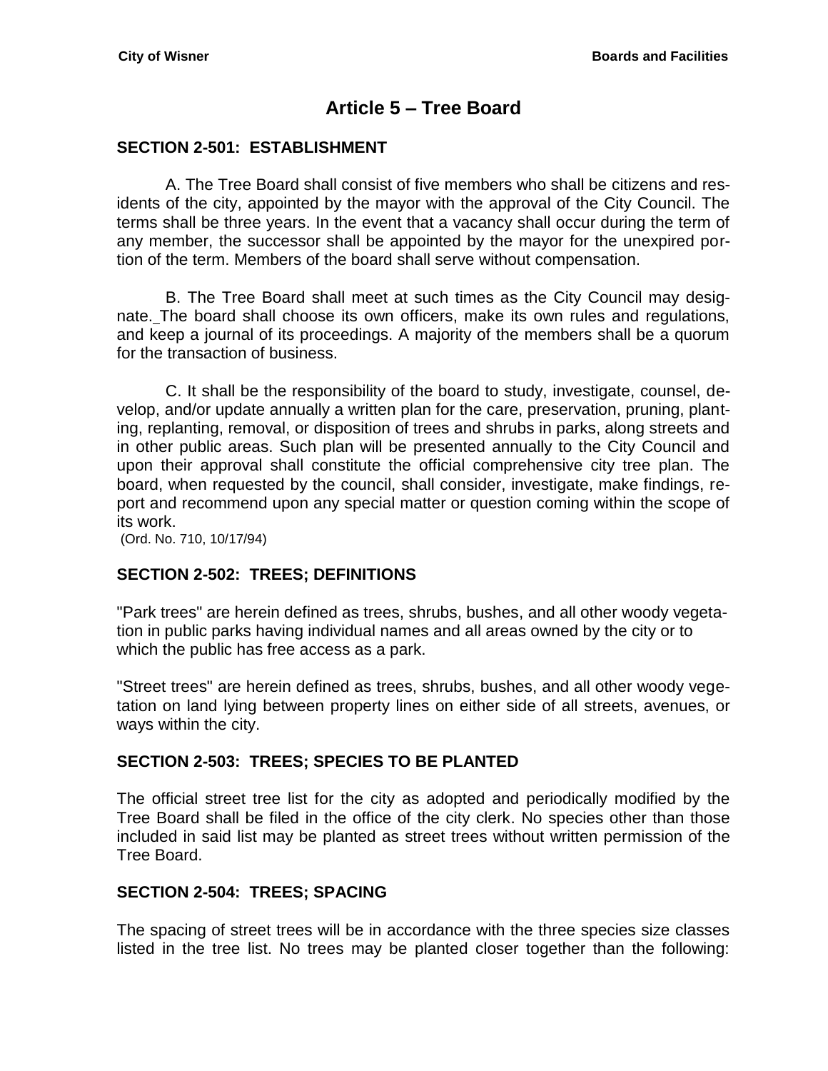# Article 5 – Tree Board

## SECTION 2-501: ESTABLISHMENT

A. The Tree Board shall consist of five members who shall be citizens and residents of the city, appointed by the mayor with the approval of the City Council. The terms shall be three years. In the event that a vacancy shall occur during the term of any member, the successor shall be appointed by the mayor for the unexpired portion of the term. Members of the board shall serve without compensation.

B. The Tree Board shall meet at such times as the City Council may designate. The board shall choose its own officers, make its own rules and regulations, and keep a journal of its proceedings. A majority of the members shall be a quorum for the transaction of business.

C. It shall be the responsibility of the board to study, investigate, counsel, develop, and/or update annually a written plan for the care, preservation, pruning, planting, replanting, removal, or disposition of trees and shrubs in parks, along streets and in other public areas. Such plan will be presented annually to the City Council and upon their approval shall constitute the official comprehensive city tree plan. The board, when requested by the council, shall consider, investigate, make findings, report and recommend upon any special matter or question coming within the scope of its work.

(Ord. No. 710, 10/17/94)

## SECTION 2-502: TREES; DEFINITIONS

"Park trees" are herein defined as trees, shrubs, bushes, and all other woody vegetation in public parks having individual names and all areas owned by the city or to which the public has free access as a park.

"Street trees" are herein defined as trees, shrubs, bushes, and all other woody vegetation on land lying between property lines on either side of all streets, avenues, or ways within the city.

## SECTION 2-503: TREES; SPECIES TO BE PLANTED

The official street tree list for the city as adopted and periodically modified by the Tree Board shall be filed in the office of the city clerk. No species other than those included in said list may be planted as street trees without written permission of the Tree Board.

## SECTION 2-504: TREES; SPACING

The spacing of street trees will be in accordance with the three species size classes listed in the tree list. No trees may be planted closer together than the following: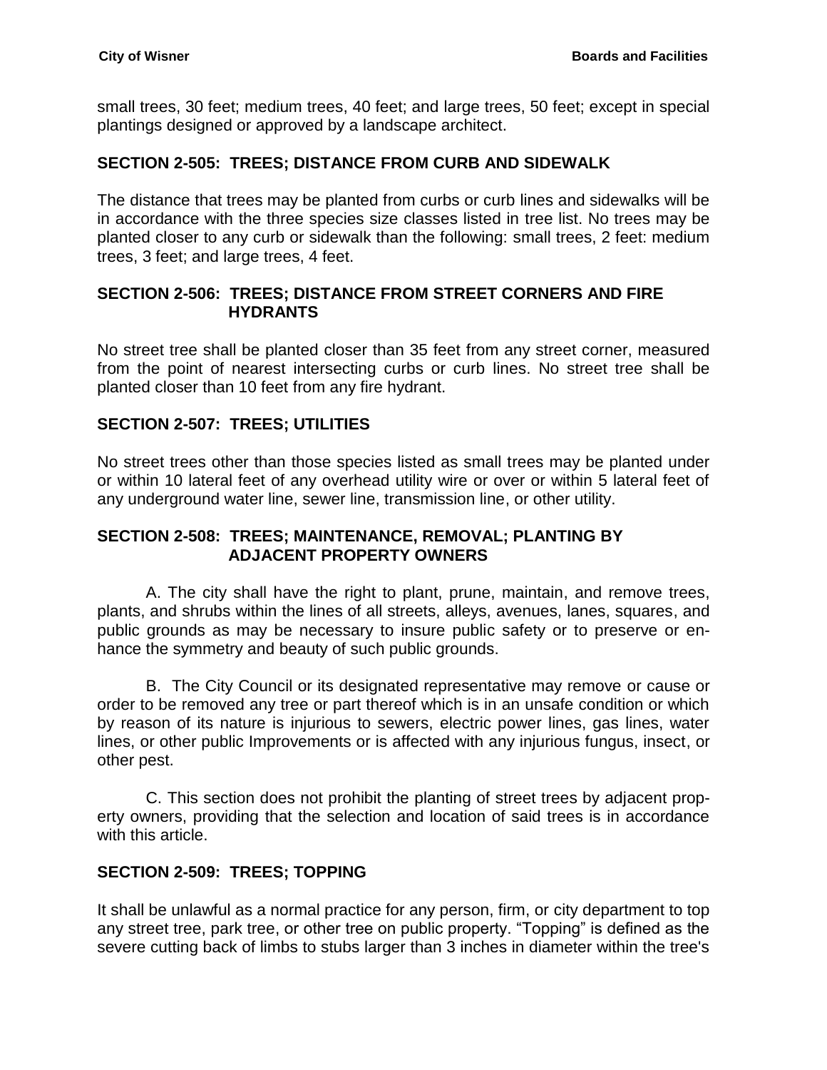small trees, 30 feet; medium trees, 40 feet; and large trees, 50 feet; except in special plantings designed or approved by a landscape architect.

## SECTION 2-505: TREES; DISTANCE FROM CURB AND SIDEWALK

The distance that trees may be planted from curbs or curb lines and sidewalks will be in accordance with the three species size classes listed in tree list. No trees may be planted closer to any curb or sidewalk than the following: small trees, 2 feet: medium trees, 3 feet; and large trees, 4 feet.

## SECTION 2-506: TREES; DISTANCE FROM STREET CORNERS AND FIRE HYDRANTS

No street tree shall be planted closer than 35 feet from any street corner, measured from the point of nearest intersecting curbs or curb lines. No street tree shall be planted closer than 10 feet from any fire hydrant.

## SECTION 2-507: TREES; UTILITIES

No street trees other than those species listed as small trees may be planted under or within 10 lateral feet of any overhead utility wire or over or within 5 lateral feet of any underground water line, sewer line, transmission line, or other utility.

## SECTION 2-508: TREES; MAINTENANCE, REMOVAL; PLANTING BY ADJACENT PROPERTY OWNERS

A. The city shall have the right to plant, prune, maintain, and remove trees, plants, and shrubs within the lines of all streets, alleys, avenues, lanes, squares, and public grounds as may be necessary to insure public safety or to preserve or enhance the symmetry and beauty of such public grounds.

B. The City Council or its designated representative may remove or cause or order to be removed any tree or part thereof which is in an unsafe condition or which by reason of its nature is injurious to sewers, electric power lines, gas lines, water lines, or other public Improvements or is affected with any injurious fungus, insect, or other pest.

C. This section does not prohibit the planting of street trees by adjacent property owners, providing that the selection and location of said trees is in accordance with this article.

## SECTION 2-509: TREES; TOPPING

It shall be unlawful as a normal practice for any person, firm, or city department to top any street tree, park tree, or other tree on public property. "Topping" is defined as the severe cutting back of limbs to stubs larger than 3 inches in diameter within the tree's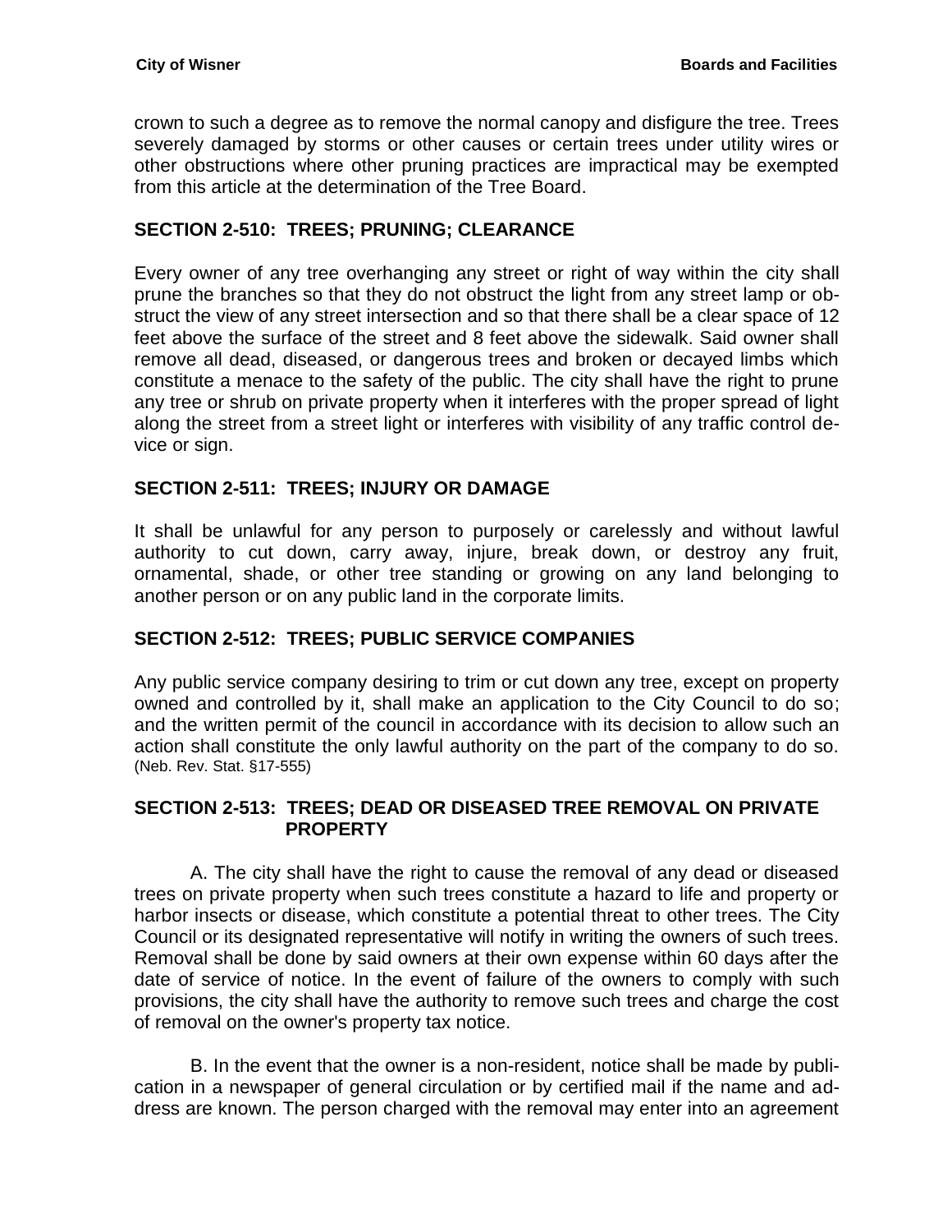crown to such a degree as to remove the normal canopy and disfigure the tree. Trees severely damaged by storms or other causes or certain trees under utility wires or other obstructions where other pruning practices are impractical may be exempted from this article at the determination of the Tree Board.

## SECTION 2-510: TREES; PRUNING; CLEARANCE

Every owner of any tree overhanging any street or right of way within the city shall prune the branches so that they do not obstruct the light from any street lamp or obstruct the view of any street intersection and so that there shall be a clear space of 12 feet above the surface of the street and 8 feet above the sidewalk. Said owner shall remove all dead, diseased, or dangerous trees and broken or decayed limbs which constitute a menace to the safety of the public. The city shall have the right to prune any tree or shrub on private property when it interferes with the proper spread of light along the street from a street light or interferes with visibility of any traffic control device or sign.

## SECTION 2-511: TREES; INJURY OR DAMAGE

It shall be unlawful for any person to purposely or carelessly and without lawful authority to cut down, carry away, injure, break down, or destroy any fruit, ornamental, shade, or other tree standing or growing on any land belonging to another person or on any public land in the corporate limits.

## SECTION 2-512: TREES; PUBLIC SERVICE COMPANIES

Any public service company desiring to trim or cut down any tree, except on property owned and controlled by it, shall make an application to the City Council to do so; and the written permit of the council in accordance with its decision to allow such an action shall constitute the only lawful authority on the part of the company to do so. (Neb. Rev. Stat. §17-555)

## SECTION 2-513: TREES; DEAD OR DISEASED TREE REMOVAL ON PRIVATE PROPERTY

A. The city shall have the right to cause the removal of any dead or diseased trees on private property when such trees constitute a hazard to life and property or harbor insects or disease, which constitute a potential threat to other trees. The City Council or its designated representative will notify in writing the owners of such trees. Removal shall be done by said owners at their own expense within 60 days after the date of service of notice. In the event of failure of the owners to comply with such provisions, the city shall have the authority to remove such trees and charge the cost of removal on the owner's property tax notice.

B. In the event that the owner is a non-resident, notice shall be made by publication in a newspaper of general circulation or by certified mail if the name and address are known. The person charged with the removal may enter into an agreement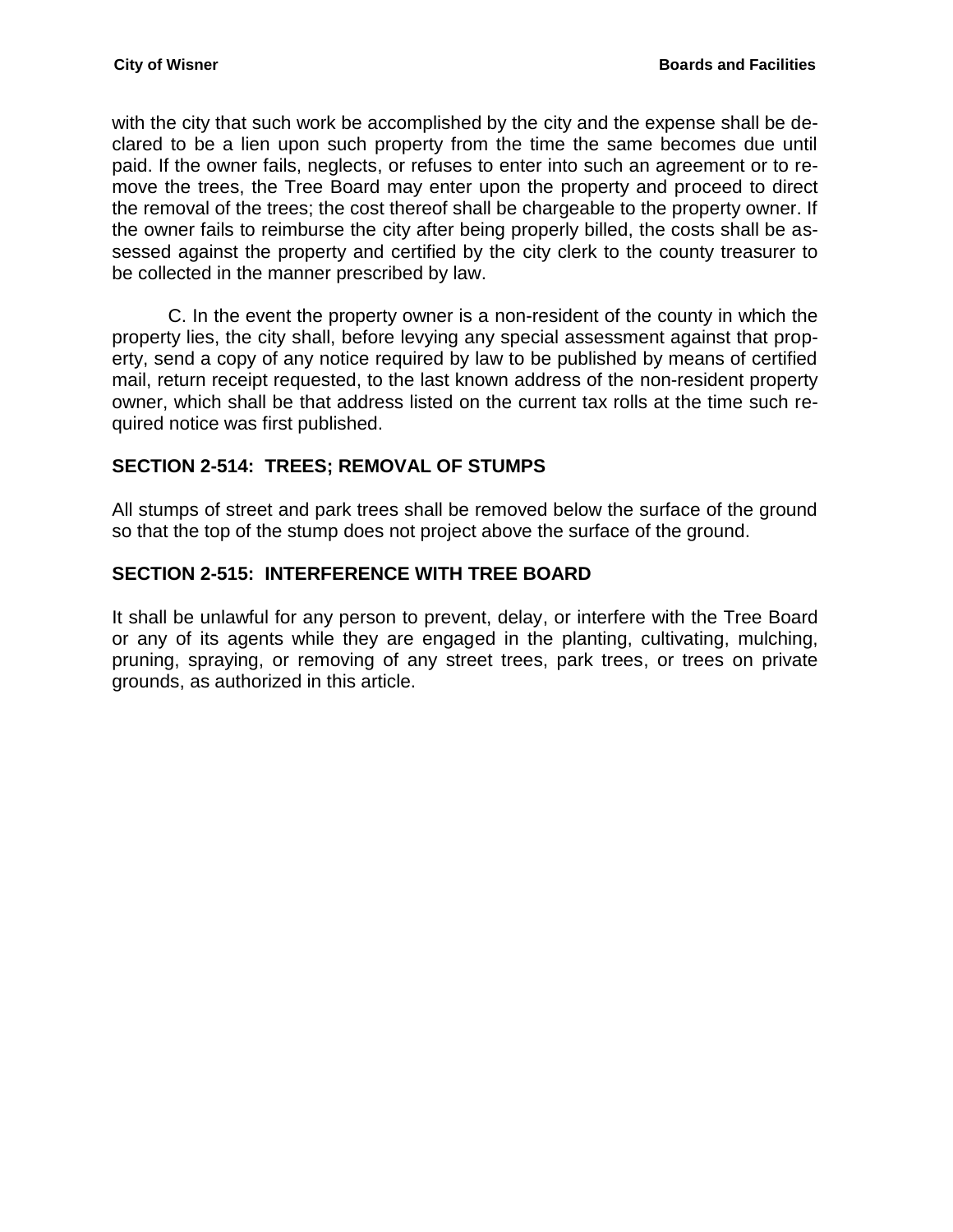with the city that such work be accomplished by the city and the expense shall be declared to be a lien upon such property from the time the same becomes due until paid. If the owner fails, neglects, or refuses to enter into such an agreement or to remove the trees, the Tree Board may enter upon the property and proceed to direct the removal of the trees; the cost thereof shall be chargeable to the property owner. If the owner fails to reimburse the city after being properly billed, the costs shall be assessed against the property and certified by the city clerk to the county treasurer to be collected in the manner prescribed by law.

C. In the event the property owner is a non-resident of the county in which the property lies, the city shall, before levying any special assessment against that property, send a copy of any notice required by law to be published by means of certified mail, return receipt requested, to the last known address of the non-resident property owner, which shall be that address listed on the current tax rolls at the time such required notice was first published.

## SECTION 2-514: TREES; REMOVAL OF STUMPS

All stumps of street and park trees shall be removed below the surface of the ground so that the top of the stump does not project above the surface of the ground.

## SECTION 2-515: INTERFERENCE WITH TREE BOARD

It shall be unlawful for any person to prevent, delay, or interfere with the Tree Board or any of its agents while they are engaged in the planting, cultivating, mulching, pruning, spraying, or removing of any street trees, park trees, or trees on private grounds, as authorized in this article.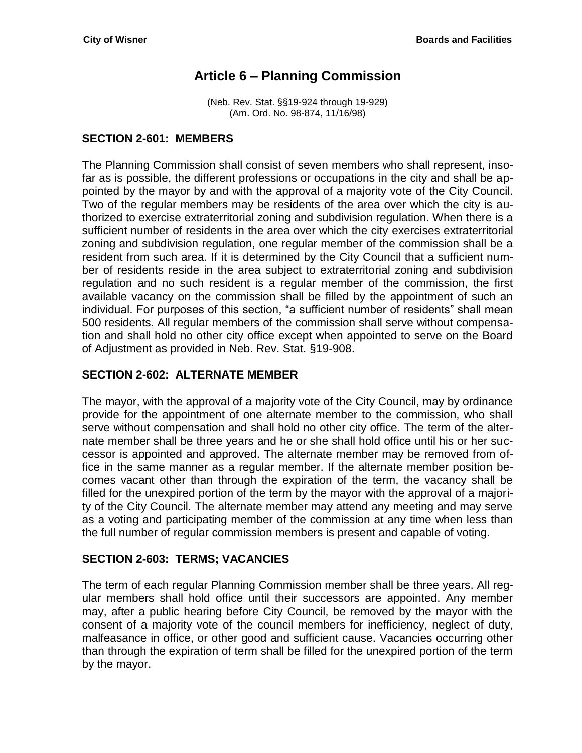# Article 6 – Planning Commission

(Neb. Rev. Stat. §§19-924 through 19-929)
(Am. Ord. No. 98-874, 11/16/98)

## SECTION 2-601: MEMBERS

The Planning Commission shall consist of seven members who shall represent, insofar as is possible, the different professions or occupations in the city and shall be appointed by the mayor by and with the approval of a majority vote of the City Council. Two of the regular members may be residents of the area over which the city is authorized to exercise extraterritorial zoning and subdivision regulation. When there is a sufficient number of residents in the area over which the city exercises extraterritorial zoning and subdivision regulation, one regular member of the commission shall be a resident from such area. If it is determined by the City Council that a sufficient number of residents reside in the area subject to extraterritorial zoning and subdivision regulation and no such resident is a regular member of the commission, the first available vacancy on the commission shall be filled by the appointment of such an individual. For purposes of this section, "a sufficient number of residents" shall mean 500 residents. All regular members of the commission shall serve without compensation and shall hold no other city office except when appointed to serve on the Board of Adjustment as provided in Neb. Rev. Stat. §19-908.

## SECTION 2-602: ALTERNATE MEMBER

The mayor, with the approval of a majority vote of the City Council, may by ordinance provide for the appointment of one alternate member to the commission, who shall serve without compensation and shall hold no other city office. The term of the alternate member shall be three years and he or she shall hold office until his or her successor is appointed and approved. The alternate member may be removed from office in the same manner as a regular member. If the alternate member position becomes vacant other than through the expiration of the term, the vacancy shall be filled for the unexpired portion of the term by the mayor with the approval of a majority of the City Council. The alternate member may attend any meeting and may serve as a voting and participating member of the commission at any time when less than the full number of regular commission members is present and capable of voting.

## SECTION 2-603: TERMS; VACANCIES

The term of each regular Planning Commission member shall be three years. All regular members shall hold office until their successors are appointed. Any member may, after a public hearing before City Council, be removed by the mayor with the consent of a majority vote of the council members for inefficiency, neglect of duty, malfeasance in office, or other good and sufficient cause. Vacancies occurring other than through the expiration of term shall be filled for the unexpired portion of the term by the mayor.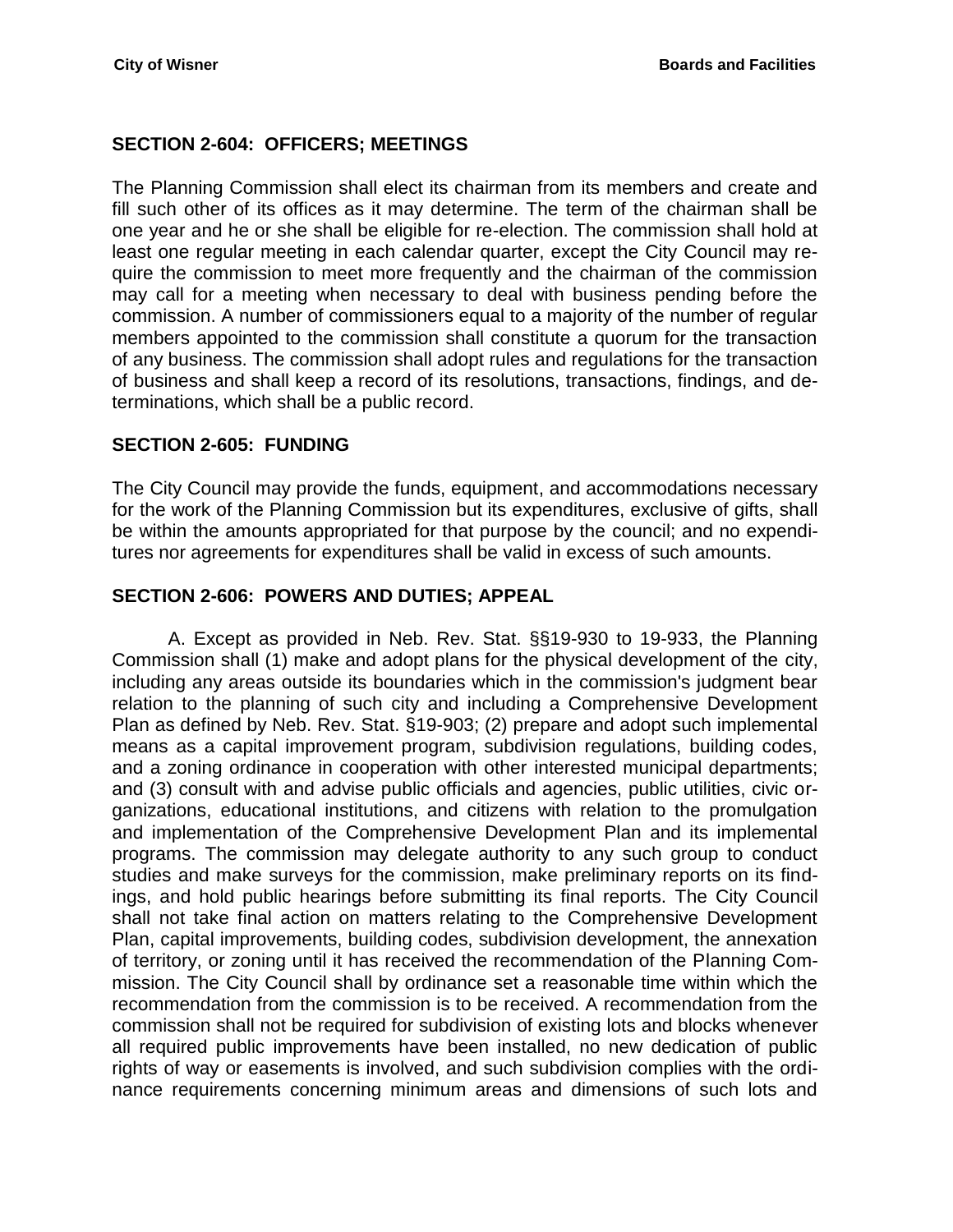## SECTION 2-604: OFFICERS; MEETINGS

The Planning Commission shall elect its chairman from its members and create and fill such other of its offices as it may determine. The term of the chairman shall be one year and he or she shall be eligible for re-election. The commission shall hold at least one regular meeting in each calendar quarter, except the City Council may require the commission to meet more frequently and the chairman of the commission may call for a meeting when necessary to deal with business pending before the commission. A number of commissioners equal to a majority of the number of regular members appointed to the commission shall constitute a quorum for the transaction of any business. The commission shall adopt rules and regulations for the transaction of business and shall keep a record of its resolutions, transactions, findings, and determinations, which shall be a public record.

## SECTION 2-605: FUNDING

The City Council may provide the funds, equipment, and accommodations necessary for the work of the Planning Commission but its expenditures, exclusive of gifts, shall be within the amounts appropriated for that purpose by the council; and no expenditures nor agreements for expenditures shall be valid in excess of such amounts.

## SECTION 2-606: POWERS AND DUTIES; APPEAL

A. Except as provided in Neb. Rev. Stat. §§19-930 to 19-933, the Planning Commission shall (1) make and adopt plans for the physical development of the city, including any areas outside its boundaries which in the commission's judgment bear relation to the planning of such city and including a Comprehensive Development Plan as defined by Neb. Rev. Stat. §19-903; (2) prepare and adopt such implemental means as a capital improvement program, subdivision regulations, building codes, and a zoning ordinance in cooperation with other interested municipal departments; and (3) consult with and advise public officials and agencies, public utilities, civic organizations, educational institutions, and citizens with relation to the promulgation and implementation of the Comprehensive Development Plan and its implemental programs. The commission may delegate authority to any such group to conduct studies and make surveys for the commission, make preliminary reports on its findings, and hold public hearings before submitting its final reports. The City Council shall not take final action on matters relating to the Comprehensive Development Plan, capital improvements, building codes, subdivision development, the annexation of territory, or zoning until it has received the recommendation of the Planning Commission. The City Council shall by ordinance set a reasonable time within which the recommendation from the commission is to be received. A recommendation from the commission shall not be required for subdivision of existing lots and blocks whenever all required public improvements have been installed, no new dedication of public rights of way or easements is involved, and such subdivision complies with the ordinance requirements concerning minimum areas and dimensions of such lots and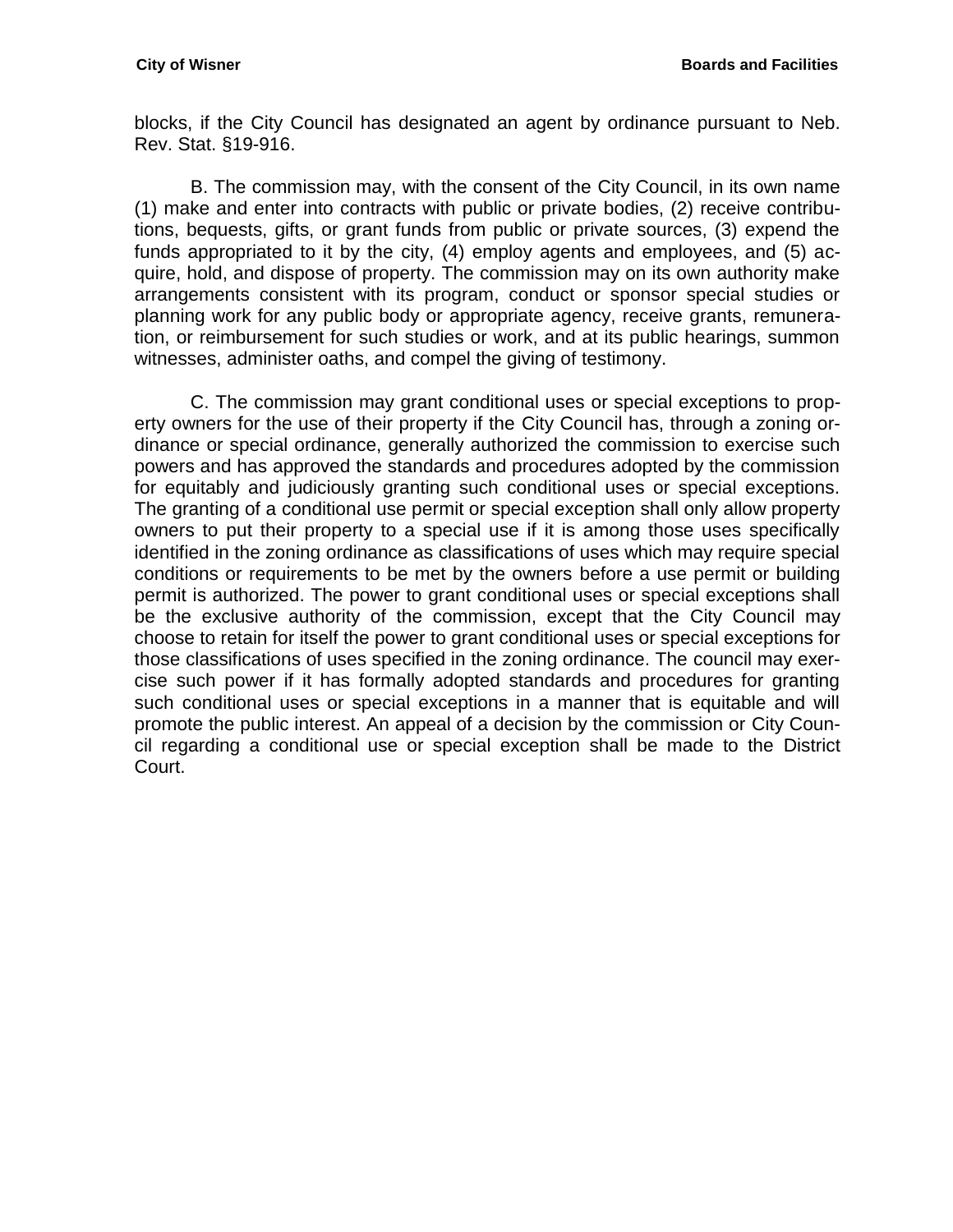blocks, if the City Council has designated an agent by ordinance pursuant to Neb. Rev. Stat. §19-916.

B. The commission may, with the consent of the City Council, in its own name (1) make and enter into contracts with public or private bodies, (2) receive contributions, bequests, gifts, or grant funds from public or private sources, (3) expend the funds appropriated to it by the city, (4) employ agents and employees, and (5) acquire, hold, and dispose of property. The commission may on its own authority make arrangements consistent with its program, conduct or sponsor special studies or planning work for any public body or appropriate agency, receive grants, remuneration, or reimbursement for such studies or work, and at its public hearings, summon witnesses, administer oaths, and compel the giving of testimony.

C. The commission may grant conditional uses or special exceptions to property owners for the use of their property if the City Council has, through a zoning ordinance or special ordinance, generally authorized the commission to exercise such powers and has approved the standards and procedures adopted by the commission for equitably and judiciously granting such conditional uses or special exceptions. The granting of a conditional use permit or special exception shall only allow property owners to put their property to a special use if it is among those uses specifically identified in the zoning ordinance as classifications of uses which may require special conditions or requirements to be met by the owners before a use permit or building permit is authorized. The power to grant conditional uses or special exceptions shall be the exclusive authority of the commission, except that the City Council may choose to retain for itself the power to grant conditional uses or special exceptions for those classifications of uses specified in the zoning ordinance. The council may exercise such power if it has formally adopted standards and procedures for granting such conditional uses or special exceptions in a manner that is equitable and will promote the public interest. An appeal of a decision by the commission or City Council regarding a conditional use or special exception shall be made to the District Court.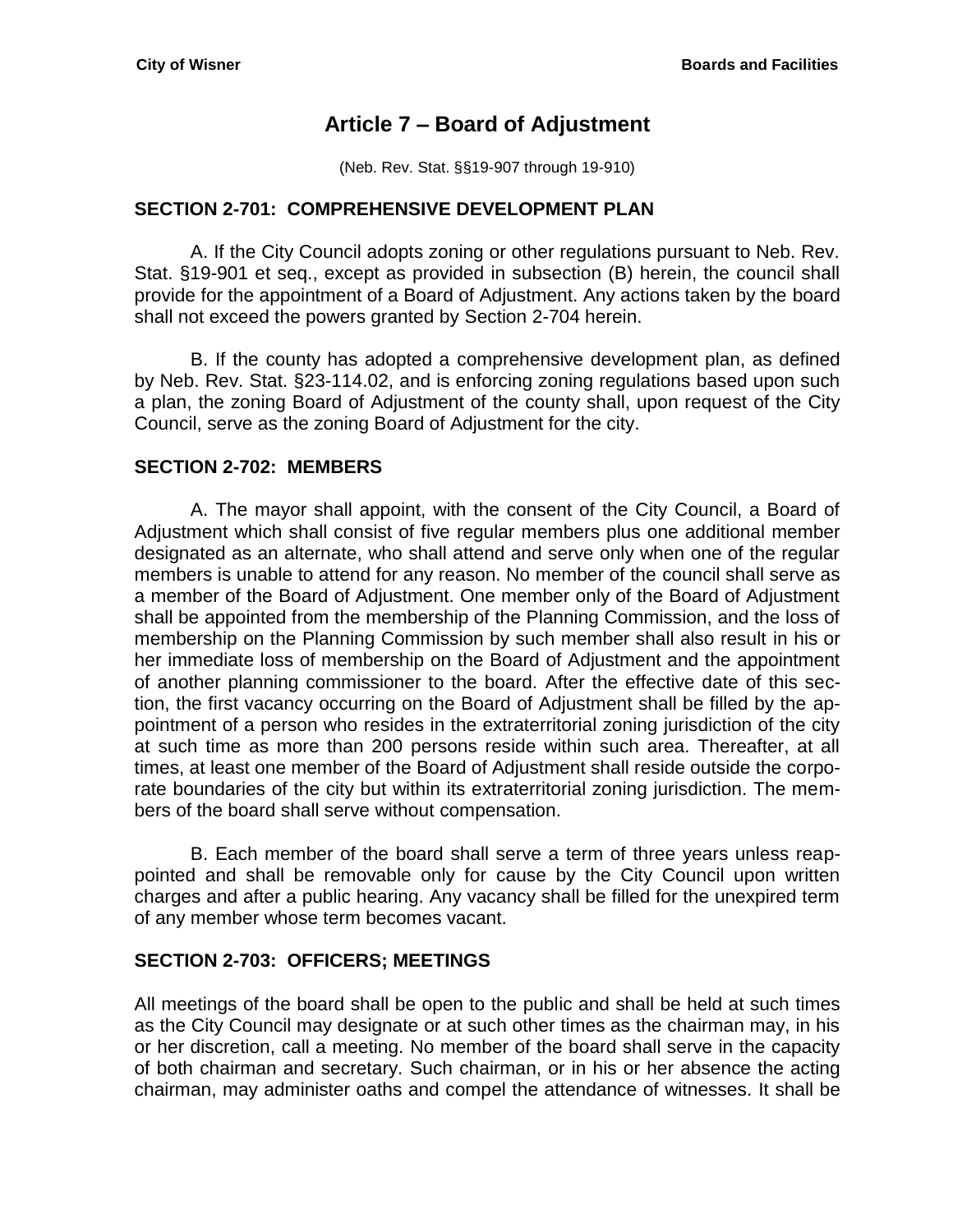# Article 7 – Board of Adjustment

(Neb. Rev. Stat. §§19-907 through 19-910)

## SECTION 2-701: COMPREHENSIVE DEVELOPMENT PLAN

A. If the City Council adopts zoning or other regulations pursuant to Neb. Rev. Stat. §19-901 et seq., except as provided in subsection (B) herein, the council shall provide for the appointment of a Board of Adjustment. Any actions taken by the board shall not exceed the powers granted by Section 2-704 herein.

B. If the county has adopted a comprehensive development plan, as defined by Neb. Rev. Stat. §23-114.02, and is enforcing zoning regulations based upon such a plan, the zoning Board of Adjustment of the county shall, upon request of the City Council, serve as the zoning Board of Adjustment for the city.

## SECTION 2-702: MEMBERS

A. The mayor shall appoint, with the consent of the City Council, a Board of Adjustment which shall consist of five regular members plus one additional member designated as an alternate, who shall attend and serve only when one of the regular members is unable to attend for any reason. No member of the council shall serve as a member of the Board of Adjustment. One member only of the Board of Adjustment shall be appointed from the membership of the Planning Commission, and the loss of membership on the Planning Commission by such member shall also result in his or her immediate loss of membership on the Board of Adjustment and the appointment of another planning commissioner to the board. After the effective date of this section, the first vacancy occurring on the Board of Adjustment shall be filled by the appointment of a person who resides in the extraterritorial zoning jurisdiction of the city at such time as more than 200 persons reside within such area. Thereafter, at all times, at least one member of the Board of Adjustment shall reside outside the corporate boundaries of the city but within its extraterritorial zoning jurisdiction. The members of the board shall serve without compensation.

B. Each member of the board shall serve a term of three years unless reappointed and shall be removable only for cause by the City Council upon written charges and after a public hearing. Any vacancy shall be filled for the unexpired term of any member whose term becomes vacant.

## SECTION 2-703: OFFICERS; MEETINGS

All meetings of the board shall be open to the public and shall be held at such times as the City Council may designate or at such other times as the chairman may, in his or her discretion, call a meeting. No member of the board shall serve in the capacity of both chairman and secretary. Such chairman, or in his or her absence the acting chairman, may administer oaths and compel the attendance of witnesses. It shall be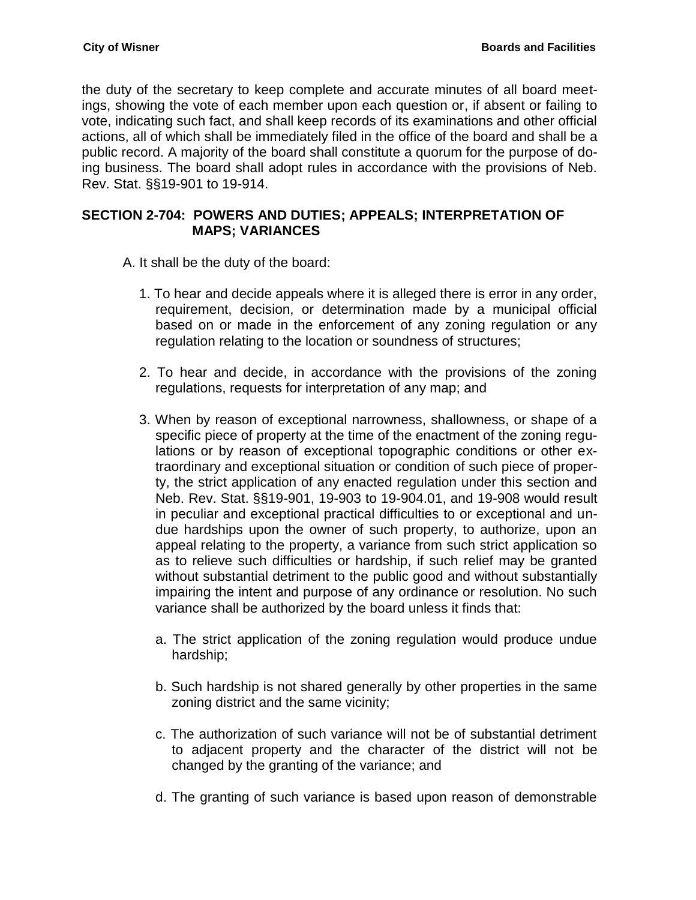the duty of the secretary to keep complete and accurate minutes of all board meetings, showing the vote of each member upon each question or, if absent or failing to vote, indicating such fact, and shall keep records of its examinations and other official actions, all of which shall be immediately filed in the office of the board and shall be a public record. A majority of the board shall constitute a quorum for the purpose of doing business. The board shall adopt rules in accordance with the provisions of Neb. Rev. Stat. §§19-901 to 19-914.

### SECTION 2-704: POWERS AND DUTIES; APPEALS; INTERPRETATION OF MAPS; VARIANCES

A. It shall be the duty of the board:

1. To hear and decide appeals where it is alleged there is error in any order, requirement, decision, or determination made by a municipal official based on or made in the enforcement of any zoning regulation or any regulation relating to the location or soundness of structures;

2. To hear and decide, in accordance with the provisions of the zoning regulations, requests for interpretation of any map; and

3. When by reason of exceptional narrowness, shallowness, or shape of a specific piece of property at the time of the enactment of the zoning regulations or by reason of exceptional topographic conditions or other extraordinary and exceptional situation or condition of such piece of property, the strict application of any enacted regulation under this section and Neb. Rev. Stat. §§19-901, 19-903 to 19-904.01, and 19-908 would result in peculiar and exceptional practical difficulties to or exceptional and undue hardships upon the owner of such property, to authorize, upon an appeal relating to the property, a variance from such strict application so as to relieve such difficulties or hardship, if such relief may be granted without substantial detriment to the public good and without substantially impairing the intent and purpose of any ordinance or resolution. No such variance shall be authorized by the board unless it finds that:

   a. The strict application of the zoning regulation would produce undue hardship;

   b. Such hardship is not shared generally by other properties in the same zoning district and the same vicinity;

   c. The authorization of such variance will not be of substantial detriment to adjacent property and the character of the district will not be changed by the granting of the variance; and

   d. The granting of such variance is based upon reason of demonstrable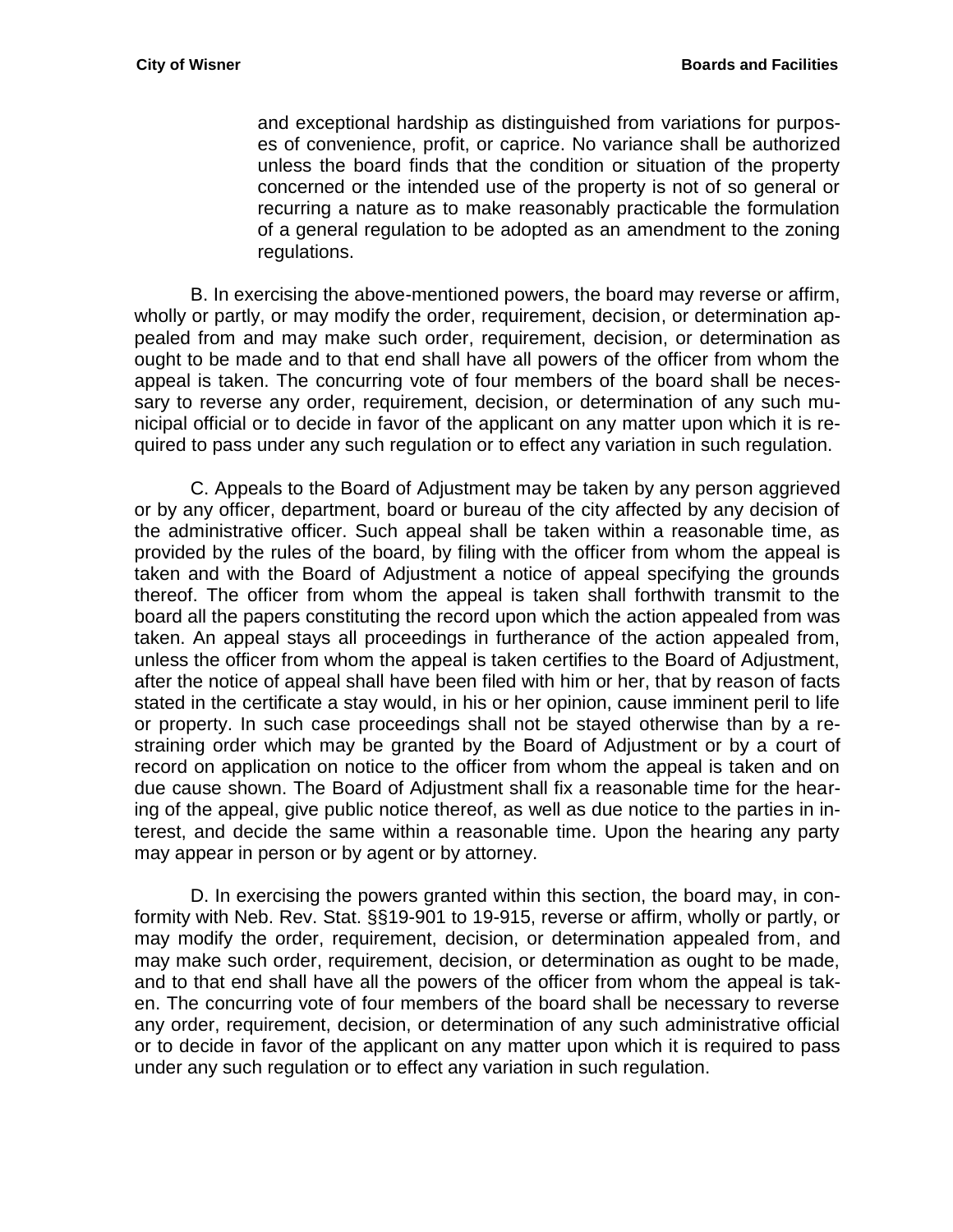and exceptional hardship as distinguished from variations for purposes of convenience, profit, or caprice. No variance shall be authorized unless the board finds that the condition or situation of the property concerned or the intended use of the property is not of so general or recurring a nature as to make reasonably practicable the formulation of a general regulation to be adopted as an amendment to the zoning regulations.

B. In exercising the above-mentioned powers, the board may reverse or affirm, wholly or partly, or may modify the order, requirement, decision, or determination appealed from and may make such order, requirement, decision, or determination as ought to be made and to that end shall have all powers of the officer from whom the appeal is taken. The concurring vote of four members of the board shall be necessary to reverse any order, requirement, decision, or determination of any such municipal official or to decide in favor of the applicant on any matter upon which it is required to pass under any such regulation or to effect any variation in such regulation.

C. Appeals to the Board of Adjustment may be taken by any person aggrieved or by any officer, department, board or bureau of the city affected by any decision of the administrative officer. Such appeal shall be taken within a reasonable time, as provided by the rules of the board, by filing with the officer from whom the appeal is taken and with the Board of Adjustment a notice of appeal specifying the grounds thereof. The officer from whom the appeal is taken shall forthwith transmit to the board all the papers constituting the record upon which the action appealed from was taken. An appeal stays all proceedings in furtherance of the action appealed from, unless the officer from whom the appeal is taken certifies to the Board of Adjustment, after the notice of appeal shall have been filed with him or her, that by reason of facts stated in the certificate a stay would, in his or her opinion, cause imminent peril to life or property. In such case proceedings shall not be stayed otherwise than by a restraining order which may be granted by the Board of Adjustment or by a court of record on application on notice to the officer from whom the appeal is taken and on due cause shown. The Board of Adjustment shall fix a reasonable time for the hearing of the appeal, give public notice thereof, as well as due notice to the parties in interest, and decide the same within a reasonable time. Upon the hearing any party may appear in person or by agent or by attorney.

D. In exercising the powers granted within this section, the board may, in conformity with Neb. Rev. Stat. §§19-901 to 19-915, reverse or affirm, wholly or partly, or may modify the order, requirement, decision, or determination appealed from, and may make such order, requirement, decision, or determination as ought to be made, and to that end shall have all the powers of the officer from whom the appeal is taken. The concurring vote of four members of the board shall be necessary to reverse any order, requirement, decision, or determination of any such administrative official or to decide in favor of the applicant on any matter upon which it is required to pass under any such regulation or to effect any variation in such regulation.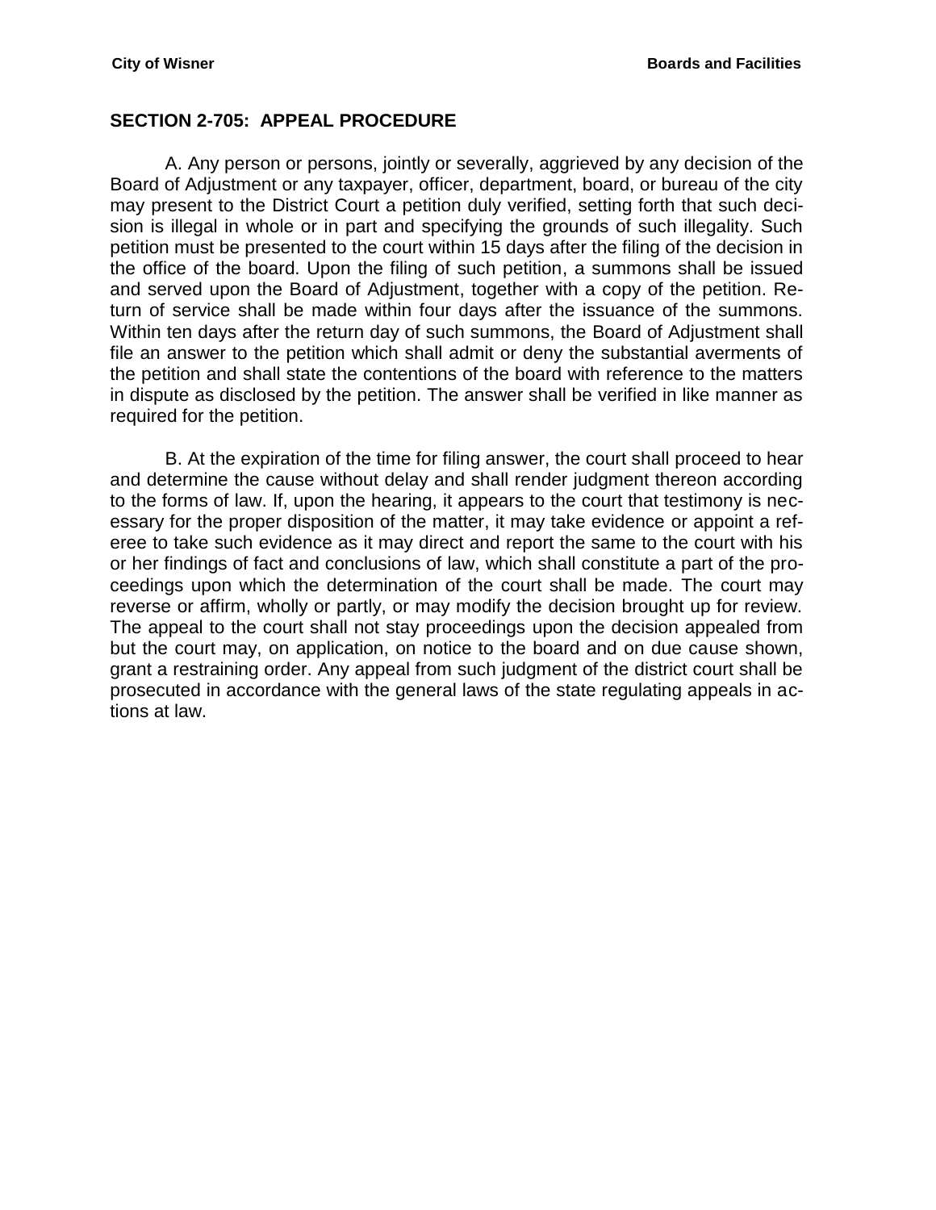## SECTION 2-705: APPEAL PROCEDURE

A. Any person or persons, jointly or severally, aggrieved by any decision of the Board of Adjustment or any taxpayer, officer, department, board, or bureau of the city may present to the District Court a petition duly verified, setting forth that such decision is illegal in whole or in part and specifying the grounds of such illegality. Such petition must be presented to the court within 15 days after the filing of the decision in the office of the board. Upon the filing of such petition, a summons shall be issued and served upon the Board of Adjustment, together with a copy of the petition. Return of service shall be made within four days after the issuance of the summons. Within ten days after the return day of such summons, the Board of Adjustment shall file an answer to the petition which shall admit or deny the substantial averments of the petition and shall state the contentions of the board with reference to the matters in dispute as disclosed by the petition. The answer shall be verified in like manner as required for the petition.

B. At the expiration of the time for filing answer, the court shall proceed to hear and determine the cause without delay and shall render judgment thereon according to the forms of law. If, upon the hearing, it appears to the court that testimony is necessary for the proper disposition of the matter, it may take evidence or appoint a referee to take such evidence as it may direct and report the same to the court with his or her findings of fact and conclusions of law, which shall constitute a part of the proceedings upon which the determination of the court shall be made. The court may reverse or affirm, wholly or partly, or may modify the decision brought up for review. The appeal to the court shall not stay proceedings upon the decision appealed from but the court may, on application, on notice to the board and on due cause shown, grant a restraining order. Any appeal from such judgment of the district court shall be prosecuted in accordance with the general laws of the state regulating appeals in actions at law.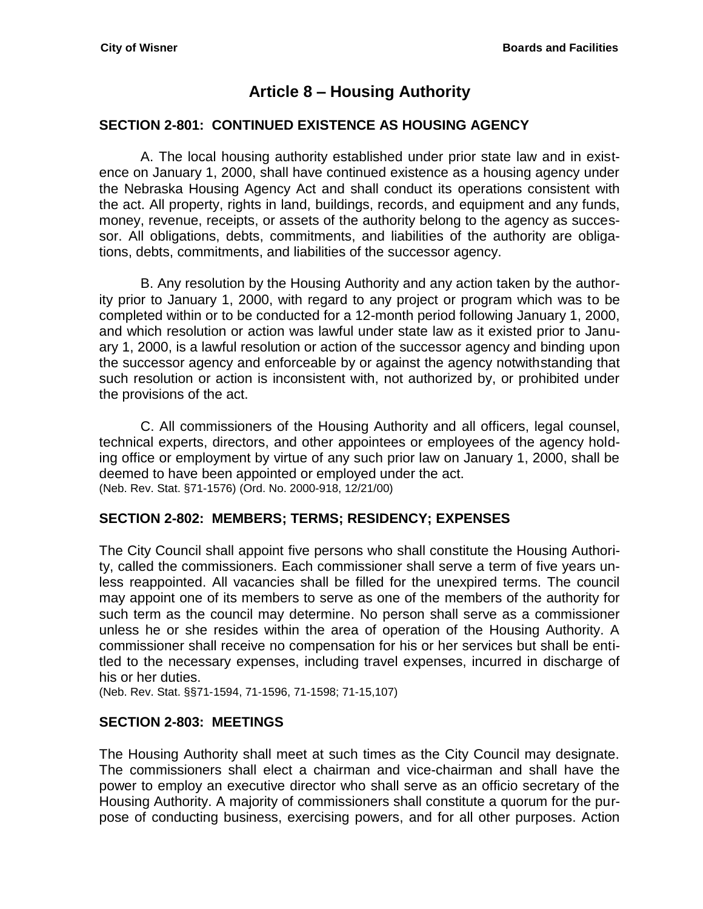# Article 8 – Housing Authority

## SECTION 2-801: CONTINUED EXISTENCE AS HOUSING AGENCY

A. The local housing authority established under prior state law and in existence on January 1, 2000, shall have continued existence as a housing agency under the Nebraska Housing Agency Act and shall conduct its operations consistent with the act. All property, rights in land, buildings, records, and equipment and any funds, money, revenue, receipts, or assets of the authority belong to the agency as successor. All obligations, debts, commitments, and liabilities of the authority are obligations, debts, commitments, and liabilities of the successor agency.

B. Any resolution by the Housing Authority and any action taken by the authority prior to January 1, 2000, with regard to any project or program which was to be completed within or to be conducted for a 12-month period following January 1, 2000, and which resolution or action was lawful under state law as it existed prior to January 1, 2000, is a lawful resolution or action of the successor agency and binding upon the successor agency and enforceable by or against the agency notwithstanding that such resolution or action is inconsistent with, not authorized by, or prohibited under the provisions of the act.

C. All commissioners of the Housing Authority and all officers, legal counsel, technical experts, directors, and other appointees or employees of the agency holding office or employment by virtue of any such prior law on January 1, 2000, shall be deemed to have been appointed or employed under the act.
(Neb. Rev. Stat. §71-1576) (Ord. No. 2000-918, 12/21/00)

## SECTION 2-802: MEMBERS; TERMS; RESIDENCY; EXPENSES

The City Council shall appoint five persons who shall constitute the Housing Authority, called the commissioners. Each commissioner shall serve a term of five years unless reappointed. All vacancies shall be filled for the unexpired terms. The council may appoint one of its members to serve as one of the members of the authority for such term as the council may determine. No person shall serve as a commissioner unless he or she resides within the area of operation of the Housing Authority. A commissioner shall receive no compensation for his or her services but shall be entitled to the necessary expenses, including travel expenses, incurred in discharge of his or her duties.
(Neb. Rev. Stat. §§71-1594, 71-1596, 71-1598; 71-15,107)

## SECTION 2-803: MEETINGS

The Housing Authority shall meet at such times as the City Council may designate. The commissioners shall elect a chairman and vice-chairman and shall have the power to employ an executive director who shall serve as an officio secretary of the Housing Authority. A majority of commissioners shall constitute a quorum for the purpose of conducting business, exercising powers, and for all other purposes. Action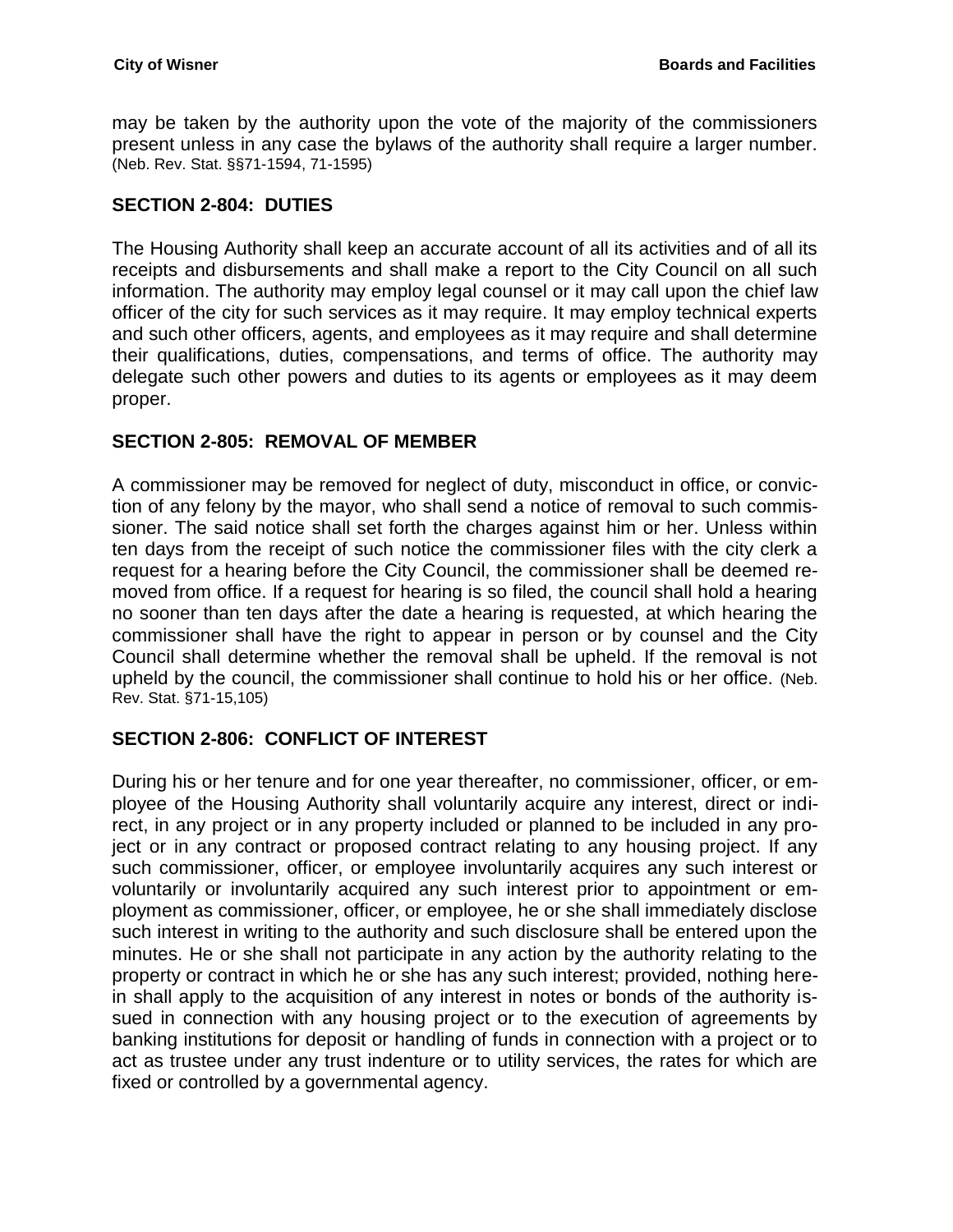may be taken by the authority upon the vote of the majority of the commissioners present unless in any case the bylaws of the authority shall require a larger number. (Neb. Rev. Stat. §§71-1594, 71-1595)

## SECTION 2-804: DUTIES

The Housing Authority shall keep an accurate account of all its activities and of all its receipts and disbursements and shall make a report to the City Council on all such information. The authority may employ legal counsel or it may call upon the chief law officer of the city for such services as it may require. It may employ technical experts and such other officers, agents, and employees as it may require and shall determine their qualifications, duties, compensations, and terms of office. The authority may delegate such other powers and duties to its agents or employees as it may deem proper.

## SECTION 2-805: REMOVAL OF MEMBER

A commissioner may be removed for neglect of duty, misconduct in office, or conviction of any felony by the mayor, who shall send a notice of removal to such commissioner. The said notice shall set forth the charges against him or her. Unless within ten days from the receipt of such notice the commissioner files with the city clerk a request for a hearing before the City Council, the commissioner shall be deemed removed from office. If a request for hearing is so filed, the council shall hold a hearing no sooner than ten days after the date a hearing is requested, at which hearing the commissioner shall have the right to appear in person or by counsel and the City Council shall determine whether the removal shall be upheld. If the removal is not upheld by the council, the commissioner shall continue to hold his or her office. (Neb. Rev. Stat. §71-15,105)

## SECTION 2-806: CONFLICT OF INTEREST

During his or her tenure and for one year thereafter, no commissioner, officer, or employee of the Housing Authority shall voluntarily acquire any interest, direct or indirect, in any project or in any property included or planned to be included in any project or in any contract or proposed contract relating to any housing project. If any such commissioner, officer, or employee involuntarily acquires any such interest or voluntarily or involuntarily acquired any such interest prior to appointment or employment as commissioner, officer, or employee, he or she shall immediately disclose such interest in writing to the authority and such disclosure shall be entered upon the minutes. He or she shall not participate in any action by the authority relating to the property or contract in which he or she has any such interest; provided, nothing herein shall apply to the acquisition of any interest in notes or bonds of the authority issued in connection with any housing project or to the execution of agreements by banking institutions for deposit or handling of funds in connection with a project or to act as trustee under any trust indenture or to utility services, the rates for which are fixed or controlled by a governmental agency.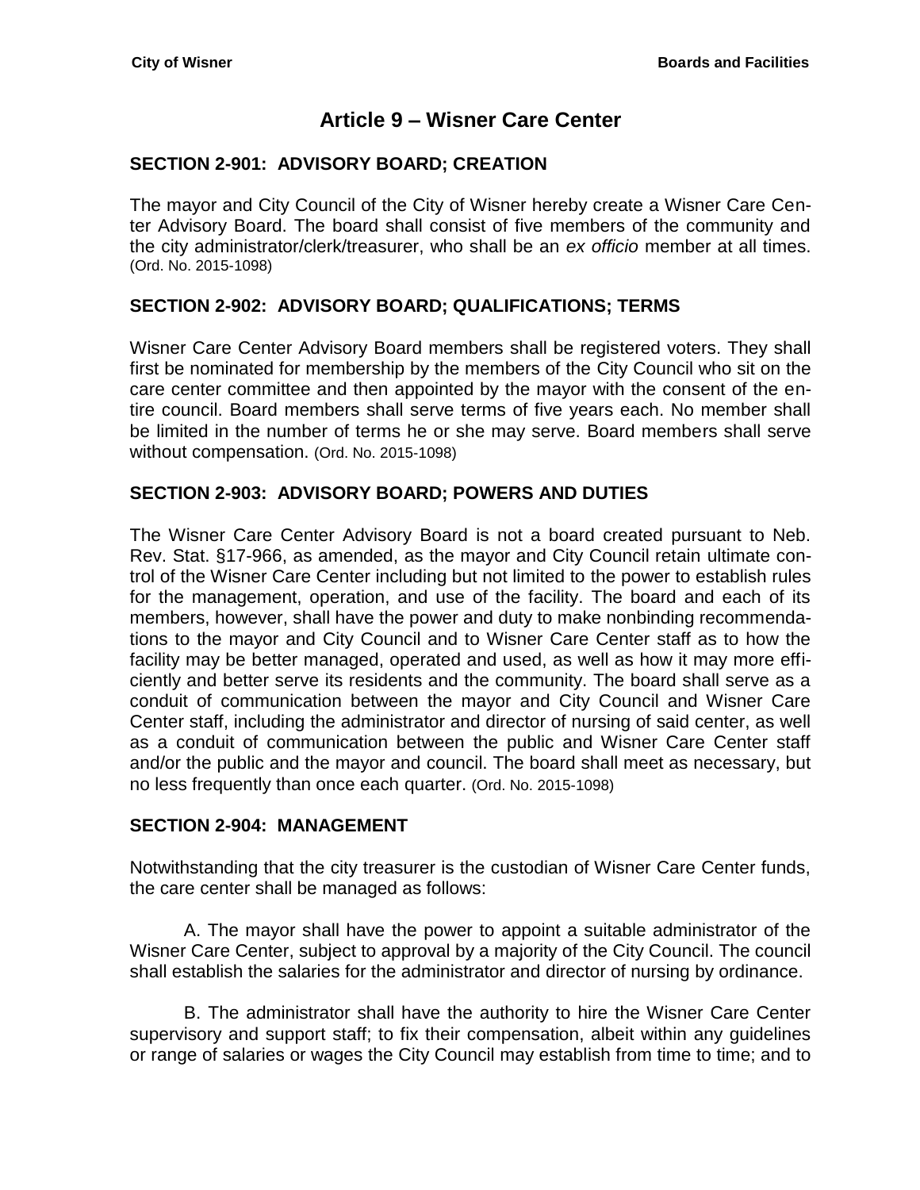# Article 9 – Wisner Care Center

## SECTION 2-901: ADVISORY BOARD; CREATION

The mayor and City Council of the City of Wisner hereby create a Wisner Care Center Advisory Board. The board shall consist of five members of the community and the city administrator/clerk/treasurer, who shall be an *ex officio* member at all times. (Ord. No. 2015-1098)

## SECTION 2-902: ADVISORY BOARD; QUALIFICATIONS; TERMS

Wisner Care Center Advisory Board members shall be registered voters. They shall first be nominated for membership by the members of the City Council who sit on the care center committee and then appointed by the mayor with the consent of the entire council. Board members shall serve terms of five years each. No member shall be limited in the number of terms he or she may serve. Board members shall serve without compensation. (Ord. No. 2015-1098)

## SECTION 2-903: ADVISORY BOARD; POWERS AND DUTIES

The Wisner Care Center Advisory Board is not a board created pursuant to Neb. Rev. Stat. §17-966, as amended, as the mayor and City Council retain ultimate control of the Wisner Care Center including but not limited to the power to establish rules for the management, operation, and use of the facility. The board and each of its members, however, shall have the power and duty to make nonbinding recommendations to the mayor and City Council and to Wisner Care Center staff as to how the facility may be better managed, operated and used, as well as how it may more efficiently and better serve its residents and the community. The board shall serve as a conduit of communication between the mayor and City Council and Wisner Care Center staff, including the administrator and director of nursing of said center, as well as a conduit of communication between the public and Wisner Care Center staff and/or the public and the mayor and council. The board shall meet as necessary, but no less frequently than once each quarter. (Ord. No. 2015-1098)

## SECTION 2-904: MANAGEMENT

Notwithstanding that the city treasurer is the custodian of Wisner Care Center funds, the care center shall be managed as follows:

A. The mayor shall have the power to appoint a suitable administrator of the Wisner Care Center, subject to approval by a majority of the City Council. The council shall establish the salaries for the administrator and director of nursing by ordinance.

B. The administrator shall have the authority to hire the Wisner Care Center supervisory and support staff; to fix their compensation, albeit within any guidelines or range of salaries or wages the City Council may establish from time to time; and to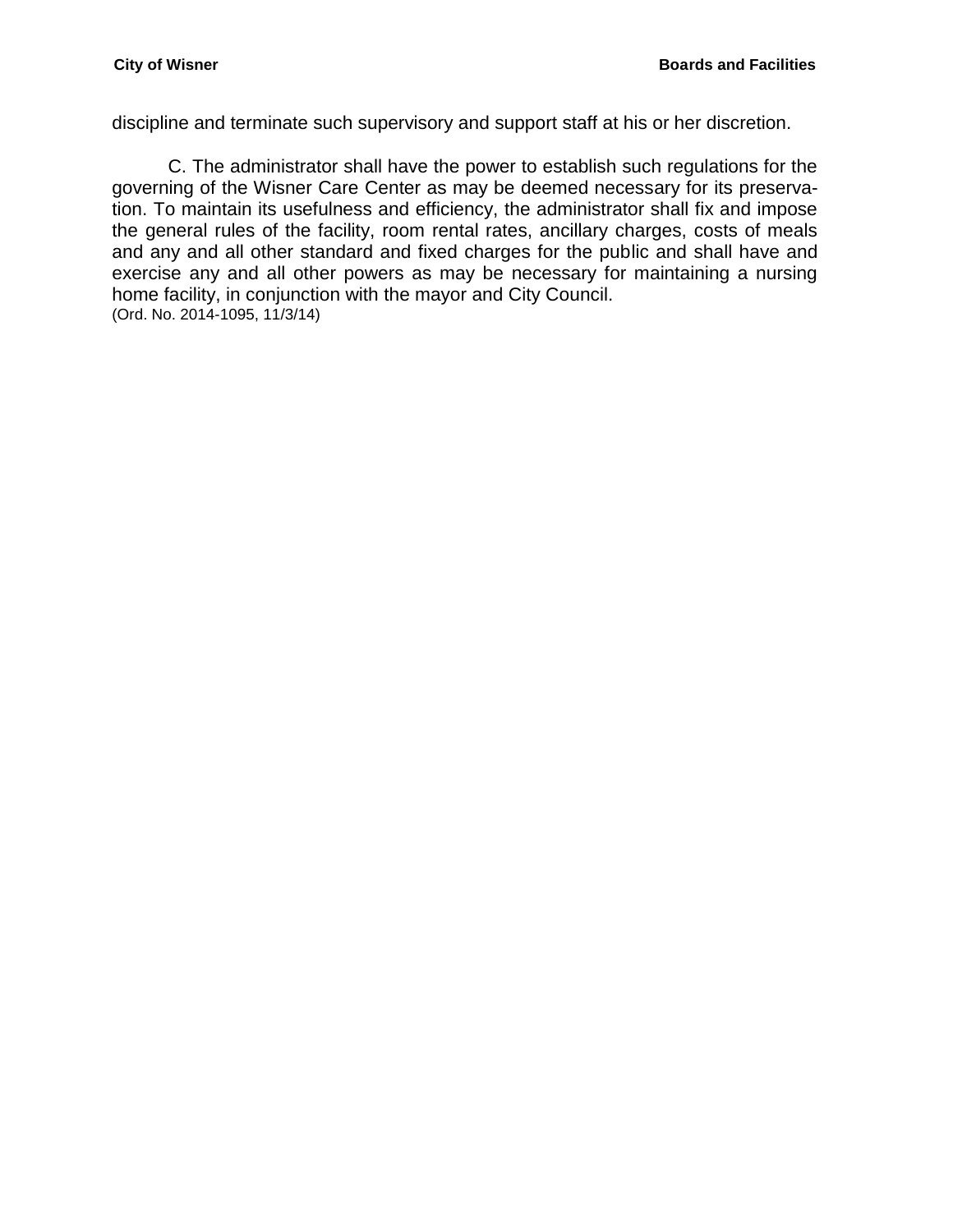discipline and terminate such supervisory and support staff at his or her discretion.

C. The administrator shall have the power to establish such regulations for the governing of the Wisner Care Center as may be deemed necessary for its preservation. To maintain its usefulness and efficiency, the administrator shall fix and impose the general rules of the facility, room rental rates, ancillary charges, costs of meals and any and all other standard and fixed charges for the public and shall have and exercise any and all other powers as may be necessary for maintaining a nursing home facility, in conjunction with the mayor and City Council.
(Ord. No. 2014-1095, 11/3/14)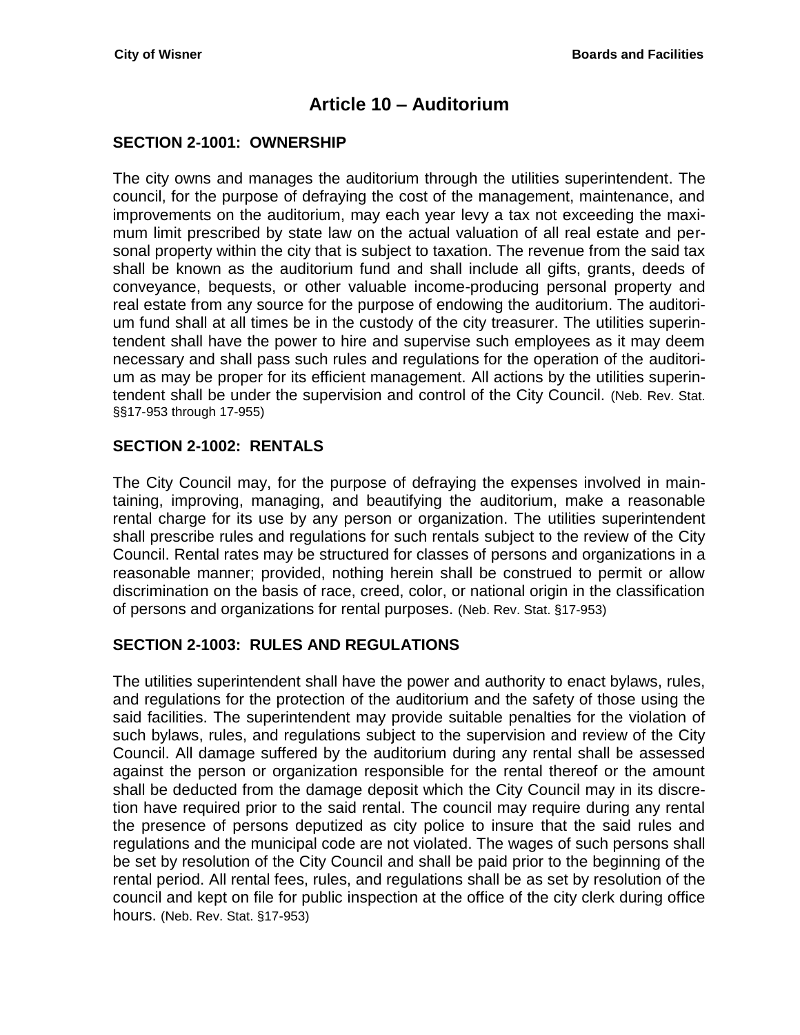# Article 10 – Auditorium

## SECTION 2-1001: OWNERSHIP

The city owns and manages the auditorium through the utilities superintendent. The council, for the purpose of defraying the cost of the management, maintenance, and improvements on the auditorium, may each year levy a tax not exceeding the maximum limit prescribed by state law on the actual valuation of all real estate and personal property within the city that is subject to taxation. The revenue from the said tax shall be known as the auditorium fund and shall include all gifts, grants, deeds of conveyance, bequests, or other valuable income-producing personal property and real estate from any source for the purpose of endowing the auditorium. The auditorium fund shall at all times be in the custody of the city treasurer. The utilities superintendent shall have the power to hire and supervise such employees as it may deem necessary and shall pass such rules and regulations for the operation of the auditorium as may be proper for its efficient management. All actions by the utilities superintendent shall be under the supervision and control of the City Council. (Neb. Rev. Stat. §§17-953 through 17-955)

## SECTION 2-1002: RENTALS

The City Council may, for the purpose of defraying the expenses involved in maintaining, improving, managing, and beautifying the auditorium, make a reasonable rental charge for its use by any person or organization. The utilities superintendent shall prescribe rules and regulations for such rentals subject to the review of the City Council. Rental rates may be structured for classes of persons and organizations in a reasonable manner; provided, nothing herein shall be construed to permit or allow discrimination on the basis of race, creed, color, or national origin in the classification of persons and organizations for rental purposes. (Neb. Rev. Stat. §17-953)

## SECTION 2-1003: RULES AND REGULATIONS

The utilities superintendent shall have the power and authority to enact bylaws, rules, and regulations for the protection of the auditorium and the safety of those using the said facilities. The superintendent may provide suitable penalties for the violation of such bylaws, rules, and regulations subject to the supervision and review of the City Council. All damage suffered by the auditorium during any rental shall be assessed against the person or organization responsible for the rental thereof or the amount shall be deducted from the damage deposit which the City Council may in its discretion have required prior to the said rental. The council may require during any rental the presence of persons deputized as city police to insure that the said rules and regulations and the municipal code are not violated. The wages of such persons shall be set by resolution of the City Council and shall be paid prior to the beginning of the rental period. All rental fees, rules, and regulations shall be as set by resolution of the council and kept on file for public inspection at the office of the city clerk during office hours. (Neb. Rev. Stat. §17-953)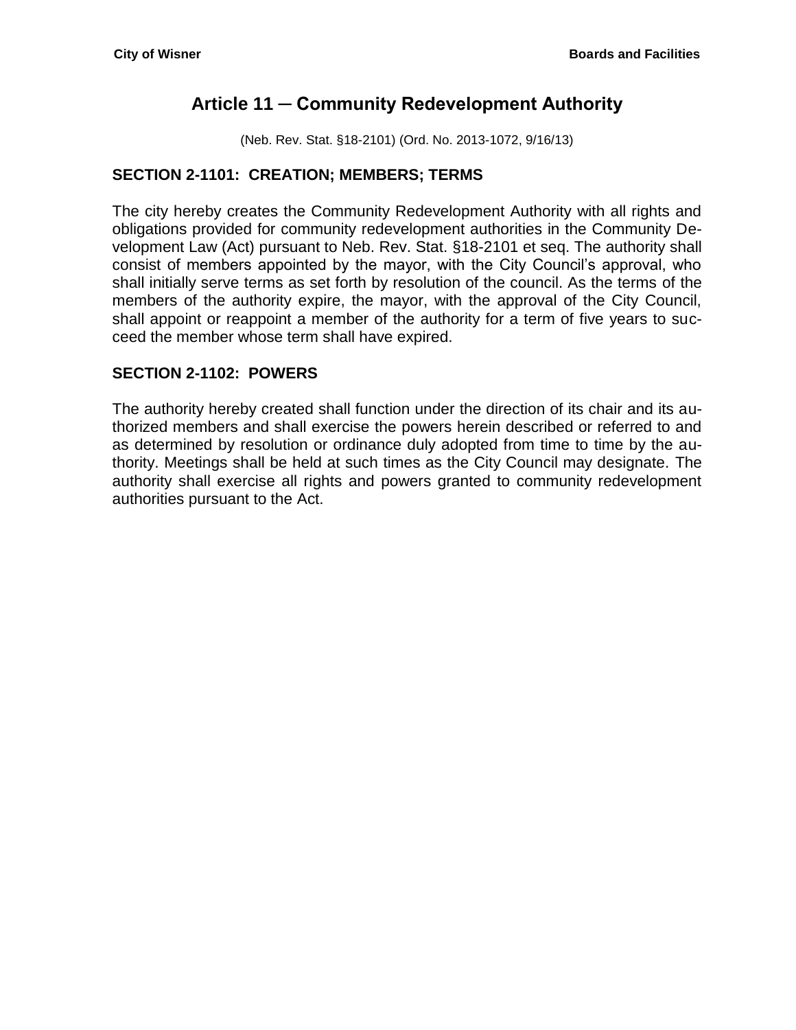# Article 11 ─ Community Redevelopment Authority

(Neb. Rev. Stat. §18-2101) (Ord. No. 2013-1072, 9/16/13)

## SECTION 2-1101: CREATION; MEMBERS; TERMS

The city hereby creates the Community Redevelopment Authority with all rights and obligations provided for community redevelopment authorities in the Community Development Law (Act) pursuant to Neb. Rev. Stat. §18-2101 et seq. The authority shall consist of members appointed by the mayor, with the City Council's approval, who shall initially serve terms as set forth by resolution of the council. As the terms of the members of the authority expire, the mayor, with the approval of the City Council, shall appoint or reappoint a member of the authority for a term of five years to succeed the member whose term shall have expired.

## SECTION 2-1102: POWERS

The authority hereby created shall function under the direction of its chair and its authorized members and shall exercise the powers herein described or referred to and as determined by resolution or ordinance duly adopted from time to time by the authority. Meetings shall be held at such times as the City Council may designate. The authority shall exercise all rights and powers granted to community redevelopment authorities pursuant to the Act.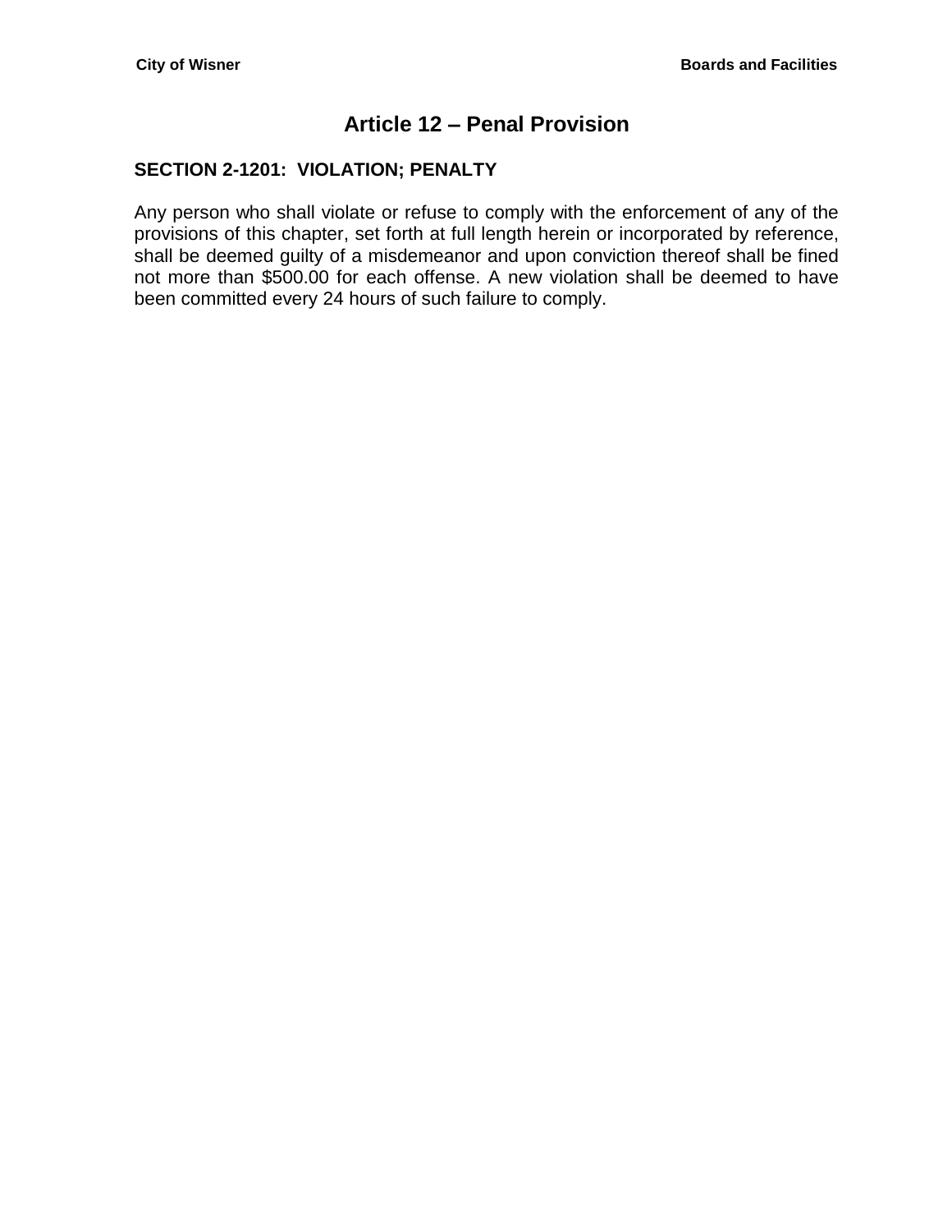# Article 12 – Penal Provision

## SECTION 2-1201: VIOLATION; PENALTY

Any person who shall violate or refuse to comply with the enforcement of any of the provisions of this chapter, set forth at full length herein or incorporated by reference, shall be deemed guilty of a misdemeanor and upon conviction thereof shall be fined not more than $500.00 for each offense. A new violation shall be deemed to have been committed every 24 hours of such failure to comply.